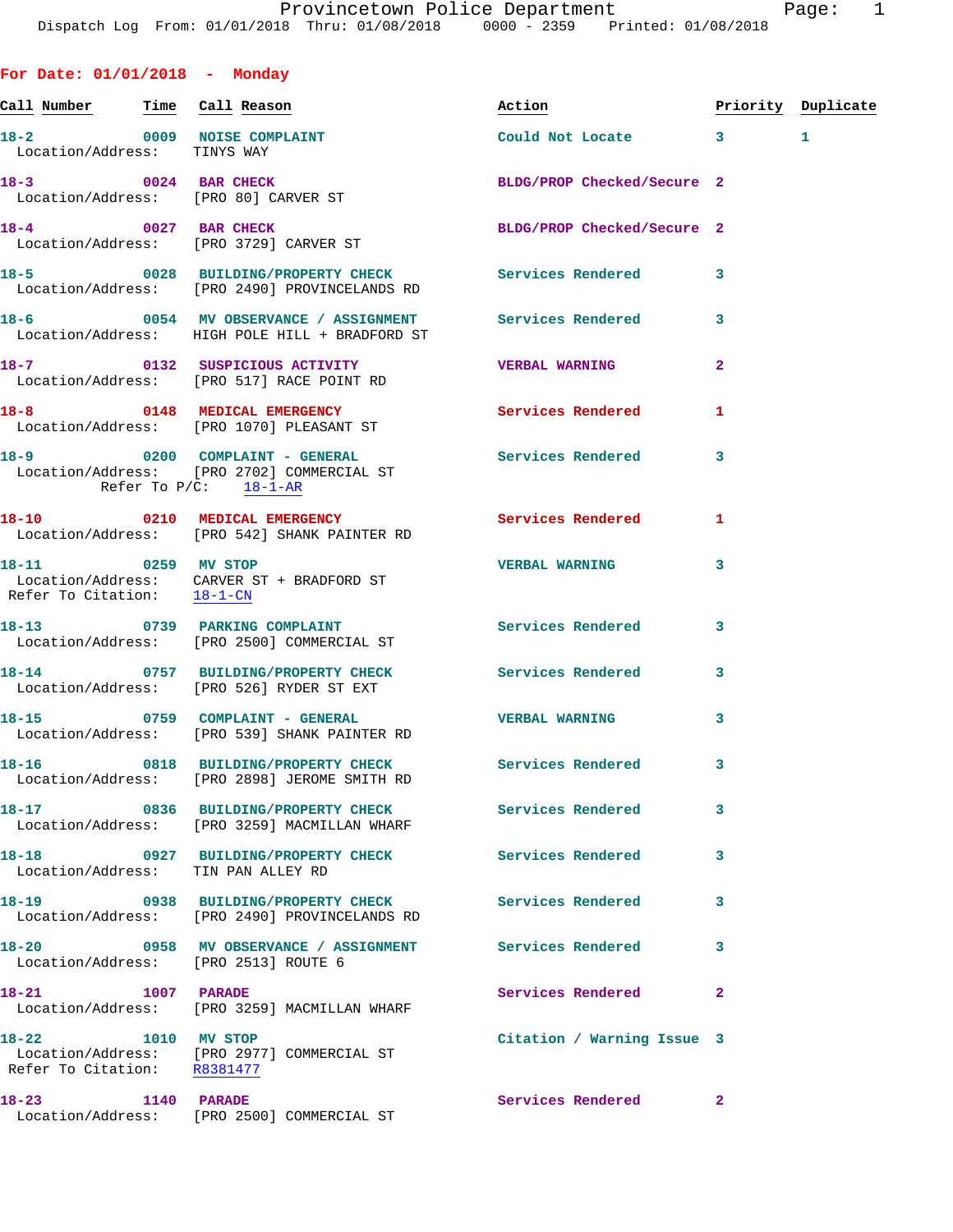Provincetown Police Department

Dispatch Log From: 01/01/2018 Thru: 01/08/2018 0000 - 2359 Printed: 01/08/2018

**For Date: 01/01/2018 - Monday**

| Call Number | Time | Call Reason | Action | Priority | Duplicate |
|---|---|---|---|---|---|
| 18-2 | 0009 | NOISE COMPLAINT | Could Not Locate | 3 | 1 |
| Location/Address: | | TINYS WAY | | | |
| 18-3 | 0024 | BAR CHECK | BLDG/PROP Checked/Secure | 2 | |
| Location/Address: | | [PRO 80] CARVER ST | | | |
| 18-4 | 0027 | BAR CHECK | BLDG/PROP Checked/Secure | 2 | |
| Location/Address: | | [PRO 3729] CARVER ST | | | |
| 18-5 | 0028 | BUILDING/PROPERTY CHECK | Services Rendered | 3 | |
| Location/Address: | | [PRO 2490] PROVINCELANDS RD | | | |
| 18-6 | 0054 | MV OBSERVANCE / ASSIGNMENT | Services Rendered | 3 | |
| Location/Address: | | HIGH POLE HILL + BRADFORD ST | | | |
| 18-7 | 0132 | SUSPICIOUS ACTIVITY | VERBAL WARNING | 2 | |
| Location/Address: | | [PRO 517] RACE POINT RD | | | |
| 18-8 | 0148 | MEDICAL EMERGENCY | Services Rendered | 1 | |
| Location/Address: | | [PRO 1070] PLEASANT ST | | | |
| 18-9 | 0200 | COMPLAINT - GENERAL | Services Rendered | 3 | |
| Location/Address: | | [PRO 2702] COMMERCIAL ST | | | |
| Refer To P/C: | | 18-1-AR | | | |
| 18-10 | 0210 | MEDICAL EMERGENCY | Services Rendered | 1 | |
| Location/Address: | | [PRO 542] SHANK PAINTER RD | | | |
| 18-11 | 0259 | MV STOP | VERBAL WARNING | 3 | |
| Location/Address: | | CARVER ST + BRADFORD ST | | | |
| Refer To Citation: | | 18-1-CN | | | |
| 18-13 | 0739 | PARKING COMPLAINT | Services Rendered | 3 | |
| Location/Address: | | [PRO 2500] COMMERCIAL ST | | | |
| 18-14 | 0757 | BUILDING/PROPERTY CHECK | Services Rendered | 3 | |
| Location/Address: | | [PRO 526] RYDER ST EXT | | | |
| 18-15 | 0759 | COMPLAINT - GENERAL | VERBAL WARNING | 3 | |
| Location/Address: | | [PRO 539] SHANK PAINTER RD | | | |
| 18-16 | 0818 | BUILDING/PROPERTY CHECK | Services Rendered | 3 | |
| Location/Address: | | [PRO 2898] JEROME SMITH RD | | | |
| 18-17 | 0836 | BUILDING/PROPERTY CHECK | Services Rendered | 3 | |
| Location/Address: | | [PRO 3259] MACMILLAN WHARF | | | |
| 18-18 | 0927 | BUILDING/PROPERTY CHECK | Services Rendered | 3 | |
| Location/Address: | | TIN PAN ALLEY RD | | | |
| 18-19 | 0938 | BUILDING/PROPERTY CHECK | Services Rendered | 3 | |
| Location/Address: | | [PRO 2490] PROVINCELANDS RD | | | |
| 18-20 | 0958 | MV OBSERVANCE / ASSIGNMENT | Services Rendered | 3 | |
| Location/Address: | | [PRO 2513] ROUTE 6 | | | |
| 18-21 | 1007 | PARADE | Services Rendered | 2 | |
| Location/Address: | | [PRO 3259] MACMILLAN WHARF | | | |
| 18-22 | 1010 | MV STOP | Citation / Warning Issue | 3 | |
| Location/Address: | | [PRO 2977] COMMERCIAL ST | | | |
| Refer To Citation: | | R8381477 | | | |
| 18-23 | 1140 | PARADE | Services Rendered | 2 | |
| Location/Address: | | [PRO 2500] COMMERCIAL ST | | | |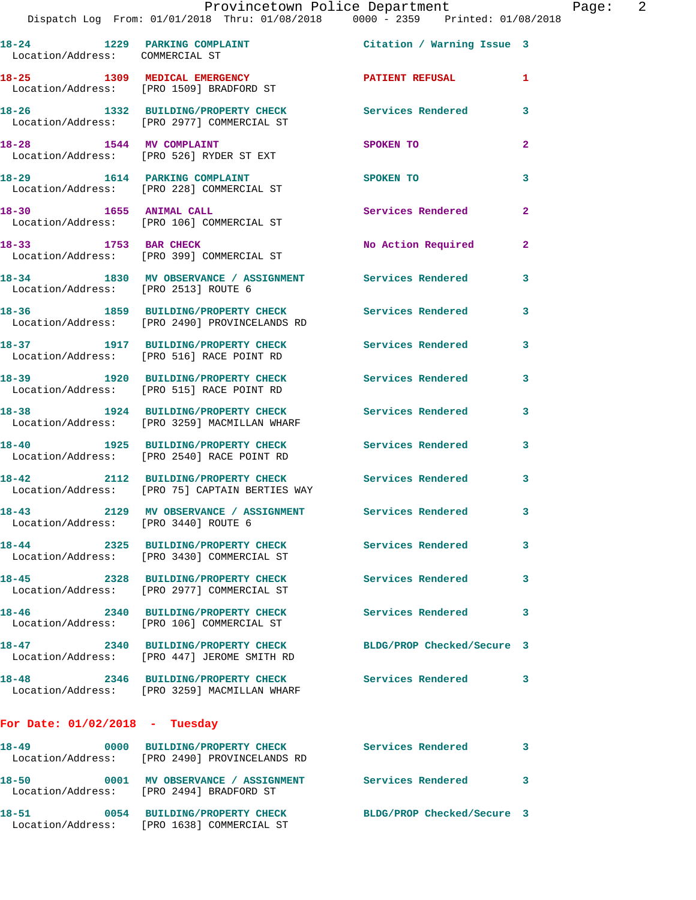18-24 1229 PARKING COMPLAINT Citation / Warning Issue 3
Location/Address: COMMERCIAL ST

18-25 1309 MEDICAL EMERGENCY PATIENT REFUSAL 1
Location/Address: [PRO 1509] BRADFORD ST

18-26 1332 BUILDING/PROPERTY CHECK Services Rendered 3
Location/Address: [PRO 2977] COMMERCIAL ST

18-28 1544 MV COMPLAINT SPOKEN TO 2
Location/Address: [PRO 526] RYDER ST EXT

18-29 1614 PARKING COMPLAINT SPOKEN TO 3
Location/Address: [PRO 228] COMMERCIAL ST

18-30 1655 ANIMAL CALL Services Rendered 2
Location/Address: [PRO 106] COMMERCIAL ST

18-33 1753 BAR CHECK No Action Required 2
Location/Address: [PRO 399] COMMERCIAL ST

18-34 1830 MV OBSERVANCE / ASSIGNMENT Services Rendered 3
Location/Address: [PRO 2513] ROUTE 6

18-36 1859 BUILDING/PROPERTY CHECK Services Rendered 3
Location/Address: [PRO 2490] PROVINCELANDS RD

18-37 1917 BUILDING/PROPERTY CHECK Services Rendered 3
Location/Address: [PRO 516] RACE POINT RD

18-39 1920 BUILDING/PROPERTY CHECK Services Rendered 3
Location/Address: [PRO 515] RACE POINT RD

18-38 1924 BUILDING/PROPERTY CHECK Services Rendered 3
Location/Address: [PRO 3259] MACMILLAN WHARF

18-40 1925 BUILDING/PROPERTY CHECK Services Rendered 3
Location/Address: [PRO 2540] RACE POINT RD

18-42 2112 BUILDING/PROPERTY CHECK Services Rendered 3
Location/Address: [PRO 75] CAPTAIN BERTIES WAY

18-43 2129 MV OBSERVANCE / ASSIGNMENT Services Rendered 3
Location/Address: [PRO 3440] ROUTE 6

18-44 2325 BUILDING/PROPERTY CHECK Services Rendered 3
Location/Address: [PRO 3430] COMMERCIAL ST

18-45 2328 BUILDING/PROPERTY CHECK Services Rendered 3
Location/Address: [PRO 2977] COMMERCIAL ST

18-46 2340 BUILDING/PROPERTY CHECK Services Rendered 3
Location/Address: [PRO 106] COMMERCIAL ST

18-47 2340 BUILDING/PROPERTY CHECK BLDG/PROP Checked/Secure 3
Location/Address: [PRO 447] JEROME SMITH RD

18-48 2346 BUILDING/PROPERTY CHECK Services Rendered 3
Location/Address: [PRO 3259] MACMILLAN WHARF

**For Date: 01/02/2018 - Tuesday**

18-49 0000 BUILDING/PROPERTY CHECK Services Rendered 3
Location/Address: [PRO 2490] PROVINCELANDS RD

18-50 0001 MV OBSERVANCE / ASSIGNMENT Services Rendered 3
Location/Address: [PRO 2494] BRADFORD ST

18-51 0054 BUILDING/PROPERTY CHECK BLDG/PROP Checked/Secure 3
Location/Address: [PRO 1638] COMMERCIAL ST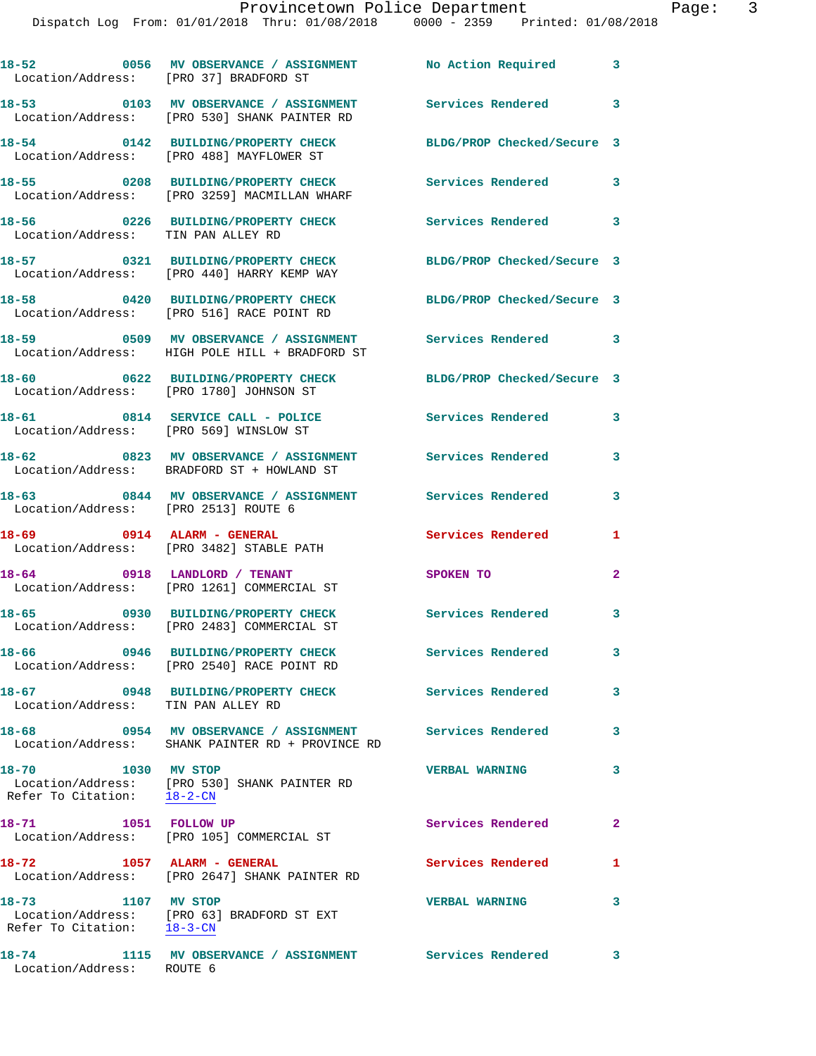```
18-52        0056  MV OBSERVANCE / ASSIGNMENT        No Action Required        3
 Location/Address:    [PRO 37] BRADFORD ST

18-53        0103  MV OBSERVANCE / ASSIGNMENT        Services Rendered         3
 Location/Address:    [PRO 530] SHANK PAINTER RD

18-54        0142  BUILDING/PROPERTY CHECK           BLDG/PROP Checked/Secure  3
 Location/Address:    [PRO 488] MAYFLOWER ST

18-55        0208  BUILDING/PROPERTY CHECK           Services Rendered         3
 Location/Address:    [PRO 3259] MACMILLAN WHARF

18-56        0226  BUILDING/PROPERTY CHECK           Services Rendered         3
 Location/Address:    TIN PAN ALLEY RD

18-57        0321  BUILDING/PROPERTY CHECK           BLDG/PROP Checked/Secure  3
 Location/Address:    [PRO 440] HARRY KEMP WAY

18-58        0420  BUILDING/PROPERTY CHECK           BLDG/PROP Checked/Secure  3
 Location/Address:    [PRO 516] RACE POINT RD

18-59        0509  MV OBSERVANCE / ASSIGNMENT        Services Rendered         3
 Location/Address:    HIGH POLE HILL + BRADFORD ST

18-60        0622  BUILDING/PROPERTY CHECK           BLDG/PROP Checked/Secure  3
 Location/Address:    [PRO 1780] JOHNSON ST

18-61        0814  SERVICE CALL - POLICE             Services Rendered         3
 Location/Address:    [PRO 569] WINSLOW ST

18-62        0823  MV OBSERVANCE / ASSIGNMENT        Services Rendered         3
 Location/Address:    BRADFORD ST + HOWLAND ST

18-63        0844  MV OBSERVANCE / ASSIGNMENT        Services Rendered         3
 Location/Address:    [PRO 2513] ROUTE 6

18-69        0914  ALARM - GENERAL                   Services Rendered         1
 Location/Address:    [PRO 3482] STABLE PATH

18-64        0918  LANDLORD / TENANT                 SPOKEN TO                 2
 Location/Address:    [PRO 1261] COMMERCIAL ST

18-65        0930  BUILDING/PROPERTY CHECK           Services Rendered         3
 Location/Address:    [PRO 2483] COMMERCIAL ST

18-66        0946  BUILDING/PROPERTY CHECK           Services Rendered         3
 Location/Address:    [PRO 2540] RACE POINT RD

18-67        0948  BUILDING/PROPERTY CHECK           Services Rendered         3
 Location/Address:    TIN PAN ALLEY RD

18-68        0954  MV OBSERVANCE / ASSIGNMENT        Services Rendered         3
 Location/Address:    SHANK PAINTER RD + PROVINCE RD

18-70        1030  MV STOP                           VERBAL WARNING            3
 Location/Address:    [PRO 530] SHANK PAINTER RD
 Refer To Citation:   18-2-CN

18-71        1051  FOLLOW UP                         Services Rendered         2
 Location/Address:    [PRO 105] COMMERCIAL ST

18-72        1057  ALARM - GENERAL                   Services Rendered         1
 Location/Address:    [PRO 2647] SHANK PAINTER RD

18-73        1107  MV STOP                           VERBAL WARNING            3
 Location/Address:    [PRO 63] BRADFORD ST EXT
 Refer To Citation:   18-3-CN

18-74        1115  MV OBSERVANCE / ASSIGNMENT        Services Rendered         3
 Location/Address:    ROUTE 6
```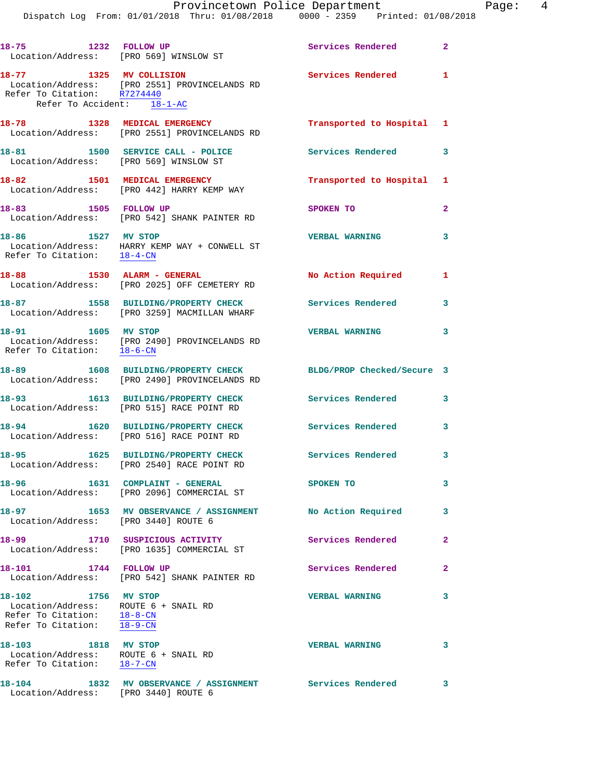18-75 1232 **FOLLOW UP** Services Rendered 2
Location/Address: [PRO 569] WINSLOW ST

18-77 1325 **MV COLLISION** Services Rendered 1
Location/Address: [PRO 2551] PROVINCELANDS RD
Refer To Citation: R7274440
Refer To Accident: 18-1-AC

18-78 1328 **MEDICAL EMERGENCY** Transported to Hospital 1
Location/Address: [PRO 2551] PROVINCELANDS RD

18-81 1500 **SERVICE CALL - POLICE** Services Rendered 3
Location/Address: [PRO 569] WINSLOW ST

18-82 1501 **MEDICAL EMERGENCY** Transported to Hospital 1
Location/Address: [PRO 442] HARRY KEMP WAY

18-83 1505 **FOLLOW UP** SPOKEN TO 2
Location/Address: [PRO 542] SHANK PAINTER RD

18-86 1527 **MV STOP** VERBAL WARNING 3
Location/Address: HARRY KEMP WAY + CONWELL ST
Refer To Citation: 18-4-CN

18-88 1530 **ALARM - GENERAL** No Action Required 1
Location/Address: [PRO 2025] OFF CEMETERY RD

18-87 1558 **BUILDING/PROPERTY CHECK** Services Rendered 3
Location/Address: [PRO 3259] MACMILLAN WHARF

18-91 1605 **MV STOP** VERBAL WARNING 3
Location/Address: [PRO 2490] PROVINCELANDS RD
Refer To Citation: 18-6-CN

18-89 1608 **BUILDING/PROPERTY CHECK** BLDG/PROP Checked/Secure 3
Location/Address: [PRO 2490] PROVINCELANDS RD

18-93 1613 **BUILDING/PROPERTY CHECK** Services Rendered 3
Location/Address: [PRO 515] RACE POINT RD

18-94 1620 **BUILDING/PROPERTY CHECK** Services Rendered 3
Location/Address: [PRO 516] RACE POINT RD

18-95 1625 **BUILDING/PROPERTY CHECK** Services Rendered 3
Location/Address: [PRO 2540] RACE POINT RD

18-96 1631 **COMPLAINT - GENERAL** SPOKEN TO 3
Location/Address: [PRO 2096] COMMERCIAL ST

18-97 1653 **MV OBSERVANCE / ASSIGNMENT** No Action Required 3
Location/Address: [PRO 3440] ROUTE 6

18-99 1710 **SUSPICIOUS ACTIVITY** Services Rendered 2
Location/Address: [PRO 1635] COMMERCIAL ST

18-101 1744 **FOLLOW UP** Services Rendered 2
Location/Address: [PRO 542] SHANK PAINTER RD

18-102 1756 **MV STOP** VERBAL WARNING 3
Location/Address: ROUTE 6 + SNAIL RD
Refer To Citation: 18-8-CN
Refer To Citation: 18-9-CN

18-103 1818 **MV STOP** VERBAL WARNING 3
Location/Address: ROUTE 6 + SNAIL RD
Refer To Citation: 18-7-CN

18-104 1832 **MV OBSERVANCE / ASSIGNMENT** Services Rendered 3
Location/Address: [PRO 3440] ROUTE 6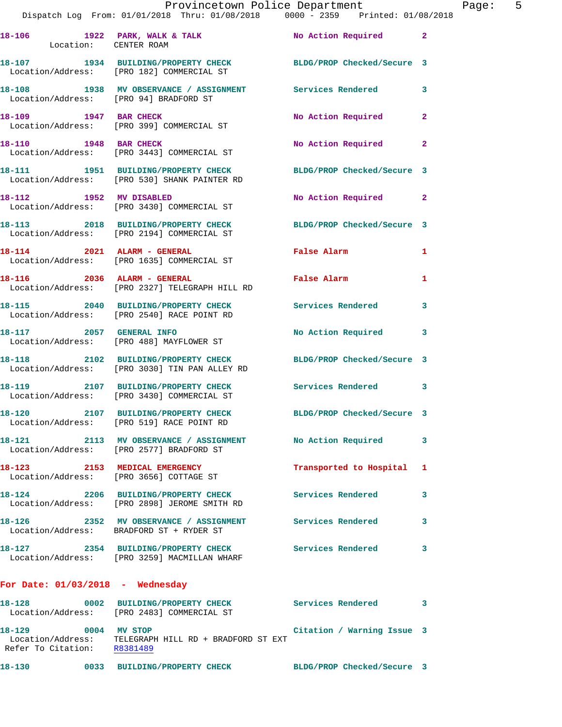18-106 1922 PARK, WALK & TALK No Action Required 2
Location: CENTER ROAM

18-107 1934 BUILDING/PROPERTY CHECK BLDG/PROP Checked/Secure 3
Location/Address: [PRO 182] COMMERCIAL ST

18-108 1938 MV OBSERVANCE / ASSIGNMENT Services Rendered 3
Location/Address: [PRO 94] BRADFORD ST

18-109 1947 BAR CHECK No Action Required 2
Location/Address: [PRO 399] COMMERCIAL ST

18-110 1948 BAR CHECK No Action Required 2
Location/Address: [PRO 3443] COMMERCIAL ST

18-111 1951 BUILDING/PROPERTY CHECK BLDG/PROP Checked/Secure 3
Location/Address: [PRO 530] SHANK PAINTER RD

18-112 1952 MV DISABLED No Action Required 2
Location/Address: [PRO 3430] COMMERCIAL ST

18-113 2018 BUILDING/PROPERTY CHECK BLDG/PROP Checked/Secure 3
Location/Address: [PRO 2194] COMMERCIAL ST

18-114 2021 ALARM - GENERAL False Alarm 1
Location/Address: [PRO 1635] COMMERCIAL ST

18-116 2036 ALARM - GENERAL False Alarm 1
Location/Address: [PRO 2327] TELEGRAPH HILL RD

18-115 2040 BUILDING/PROPERTY CHECK Services Rendered 3
Location/Address: [PRO 2540] RACE POINT RD

18-117 2057 GENERAL INFO No Action Required 3
Location/Address: [PRO 488] MAYFLOWER ST

18-118 2102 BUILDING/PROPERTY CHECK BLDG/PROP Checked/Secure 3
Location/Address: [PRO 3030] TIN PAN ALLEY RD

18-119 2107 BUILDING/PROPERTY CHECK Services Rendered 3
Location/Address: [PRO 3430] COMMERCIAL ST

18-120 2107 BUILDING/PROPERTY CHECK BLDG/PROP Checked/Secure 3
Location/Address: [PRO 519] RACE POINT RD

18-121 2113 MV OBSERVANCE / ASSIGNMENT No Action Required 3
Location/Address: [PRO 2577] BRADFORD ST

18-123 2153 MEDICAL EMERGENCY Transported to Hospital 1
Location/Address: [PRO 3656] COTTAGE ST

18-124 2206 BUILDING/PROPERTY CHECK Services Rendered 3
Location/Address: [PRO 2898] JEROME SMITH RD

18-126 2352 MV OBSERVANCE / ASSIGNMENT Services Rendered 3
Location/Address: BRADFORD ST + RYDER ST

18-127 2354 BUILDING/PROPERTY CHECK Services Rendered 3
Location/Address: [PRO 3259] MACMILLAN WHARF

## For Date: 01/03/2018 - Wednesday

18-128 0002 BUILDING/PROPERTY CHECK Services Rendered 3
Location/Address: [PRO 2483] COMMERCIAL ST

18-129 0004 MV STOP Citation / Warning Issue 3
Location/Address: TELEGRAPH HILL RD + BRADFORD ST EXT
Refer To Citation: R8381489

18-130 0033 BUILDING/PROPERTY CHECK BLDG/PROP Checked/Secure 3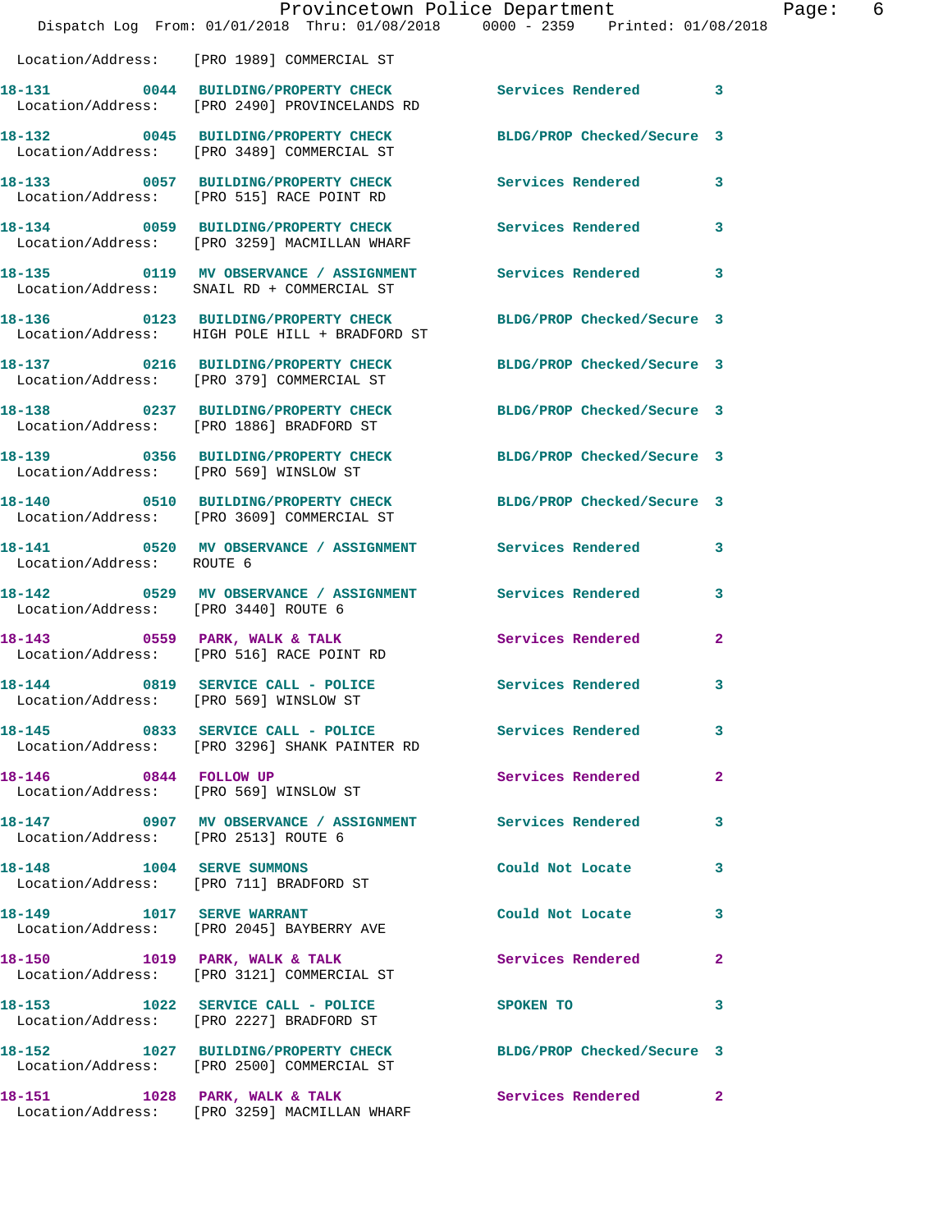Location/Address: [PRO 1989] COMMERCIAL ST

| | | | | |
|---|---|---|---|---|
| **18-131** | **0044** | **BUILDING/PROPERTY CHECK** | **Services Rendered** | **3** |
| Location/Address: | [PRO 2490] PROVINCELANDS RD | | | |
| **18-132** | **0045** | **BUILDING/PROPERTY CHECK** | **BLDG/PROP Checked/Secure** | **3** |
| Location/Address: | [PRO 3489] COMMERCIAL ST | | | |
| **18-133** | **0057** | **BUILDING/PROPERTY CHECK** | **Services Rendered** | **3** |
| Location/Address: | [PRO 515] RACE POINT RD | | | |
| **18-134** | **0059** | **BUILDING/PROPERTY CHECK** | **Services Rendered** | **3** |
| Location/Address: | [PRO 3259] MACMILLAN WHARF | | | |
| **18-135** | **0119** | **MV OBSERVANCE / ASSIGNMENT** | **Services Rendered** | **3** |
| Location/Address: | SNAIL RD + COMMERCIAL ST | | | |
| **18-136** | **0123** | **BUILDING/PROPERTY CHECK** | **BLDG/PROP Checked/Secure** | **3** |
| Location/Address: | HIGH POLE HILL + BRADFORD ST | | | |
| **18-137** | **0216** | **BUILDING/PROPERTY CHECK** | **BLDG/PROP Checked/Secure** | **3** |
| Location/Address: | [PRO 379] COMMERCIAL ST | | | |
| **18-138** | **0237** | **BUILDING/PROPERTY CHECK** | **BLDG/PROP Checked/Secure** | **3** |
| Location/Address: | [PRO 1886] BRADFORD ST | | | |
| **18-139** | **0356** | **BUILDING/PROPERTY CHECK** | **BLDG/PROP Checked/Secure** | **3** |
| Location/Address: | [PRO 569] WINSLOW ST | | | |
| **18-140** | **0510** | **BUILDING/PROPERTY CHECK** | **BLDG/PROP Checked/Secure** | **3** |
| Location/Address: | [PRO 3609] COMMERCIAL ST | | | |
| **18-141** | **0520** | **MV OBSERVANCE / ASSIGNMENT** | **Services Rendered** | **3** |
| Location/Address: | ROUTE 6 | | | |
| **18-142** | **0529** | **MV OBSERVANCE / ASSIGNMENT** | **Services Rendered** | **3** |
| Location/Address: | [PRO 3440] ROUTE 6 | | | |
| **18-143** | **0559** | **PARK, WALK & TALK** | **Services Rendered** | **2** |
| Location/Address: | [PRO 516] RACE POINT RD | | | |
| **18-144** | **0819** | **SERVICE CALL - POLICE** | **Services Rendered** | **3** |
| Location/Address: | [PRO 569] WINSLOW ST | | | |
| **18-145** | **0833** | **SERVICE CALL - POLICE** | **Services Rendered** | **3** |
| Location/Address: | [PRO 3296] SHANK PAINTER RD | | | |
| **18-146** | **0844** | **FOLLOW UP** | **Services Rendered** | **2** |
| Location/Address: | [PRO 569] WINSLOW ST | | | |
| **18-147** | **0907** | **MV OBSERVANCE / ASSIGNMENT** | **Services Rendered** | **3** |
| Location/Address: | [PRO 2513] ROUTE 6 | | | |
| **18-148** | **1004** | **SERVE SUMMONS** | **Could Not Locate** | **3** |
| Location/Address: | [PRO 711] BRADFORD ST | | | |
| **18-149** | **1017** | **SERVE WARRANT** | **Could Not Locate** | **3** |
| Location/Address: | [PRO 2045] BAYBERRY AVE | | | |
| **18-150** | **1019** | **PARK, WALK & TALK** | **Services Rendered** | **2** |
| Location/Address: | [PRO 3121] COMMERCIAL ST | | | |
| **18-153** | **1022** | **SERVICE CALL - POLICE** | **SPOKEN TO** | **3** |
| Location/Address: | [PRO 2227] BRADFORD ST | | | |
| **18-152** | **1027** | **BUILDING/PROPERTY CHECK** | **BLDG/PROP Checked/Secure** | **3** |
| Location/Address: | [PRO 2500] COMMERCIAL ST | | | |
| **18-151** | **1028** | **PARK, WALK & TALK** | **Services Rendered** | **2** |
| Location/Address: | [PRO 3259] MACMILLAN WHARF | | | |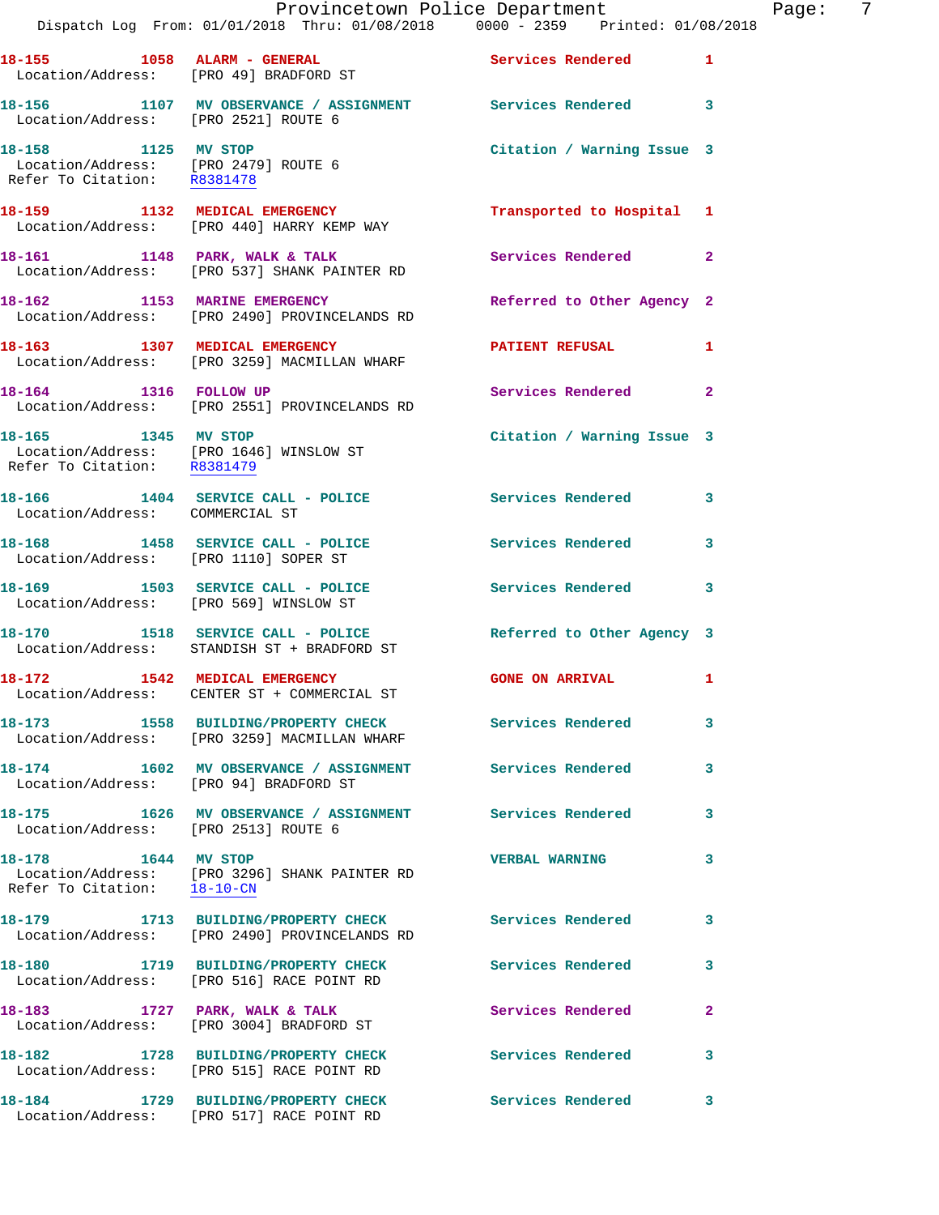18-155 1058 ALARM - GENERAL Services Rendered 1
Location/Address: [PRO 49] BRADFORD ST

18-156 1107 MV OBSERVANCE / ASSIGNMENT Services Rendered 3
Location/Address: [PRO 2521] ROUTE 6

18-158 1125 MV STOP Citation / Warning Issue 3
Location/Address: [PRO 2479] ROUTE 6
Refer To Citation: R8381478

18-159 1132 MEDICAL EMERGENCY Transported to Hospital 1
Location/Address: [PRO 440] HARRY KEMP WAY

18-161 1148 PARK, WALK & TALK Services Rendered 2
Location/Address: [PRO 537] SHANK PAINTER RD

18-162 1153 MARINE EMERGENCY Referred to Other Agency 2
Location/Address: [PRO 2490] PROVINCELANDS RD

18-163 1307 MEDICAL EMERGENCY PATIENT REFUSAL 1
Location/Address: [PRO 3259] MACMILLAN WHARF

18-164 1316 FOLLOW UP Services Rendered 2
Location/Address: [PRO 2551] PROVINCELANDS RD

18-165 1345 MV STOP Citation / Warning Issue 3
Location/Address: [PRO 1646] WINSLOW ST
Refer To Citation: R8381479

18-166 1404 SERVICE CALL - POLICE Services Rendered 3
Location/Address: COMMERCIAL ST

18-168 1458 SERVICE CALL - POLICE Services Rendered 3
Location/Address: [PRO 1110] SOPER ST

18-169 1503 SERVICE CALL - POLICE Services Rendered 3
Location/Address: [PRO 569] WINSLOW ST

18-170 1518 SERVICE CALL - POLICE Referred to Other Agency 3
Location/Address: STANDISH ST + BRADFORD ST

18-172 1542 MEDICAL EMERGENCY GONE ON ARRIVAL 1
Location/Address: CENTER ST + COMMERCIAL ST

18-173 1558 BUILDING/PROPERTY CHECK Services Rendered 3
Location/Address: [PRO 3259] MACMILLAN WHARF

18-174 1602 MV OBSERVANCE / ASSIGNMENT Services Rendered 3
Location/Address: [PRO 94] BRADFORD ST

18-175 1626 MV OBSERVANCE / ASSIGNMENT Services Rendered 3
Location/Address: [PRO 2513] ROUTE 6

18-178 1644 MV STOP VERBAL WARNING 3
Location/Address: [PRO 3296] SHANK PAINTER RD
Refer To Citation: 18-10-CN

18-179 1713 BUILDING/PROPERTY CHECK Services Rendered 3
Location/Address: [PRO 2490] PROVINCELANDS RD

18-180 1719 BUILDING/PROPERTY CHECK Services Rendered 3
Location/Address: [PRO 516] RACE POINT RD

18-183 1727 PARK, WALK & TALK Services Rendered 2
Location/Address: [PRO 3004] BRADFORD ST

18-182 1728 BUILDING/PROPERTY CHECK Services Rendered 3
Location/Address: [PRO 515] RACE POINT RD

18-184 1729 BUILDING/PROPERTY CHECK Services Rendered 3
Location/Address: [PRO 517] RACE POINT RD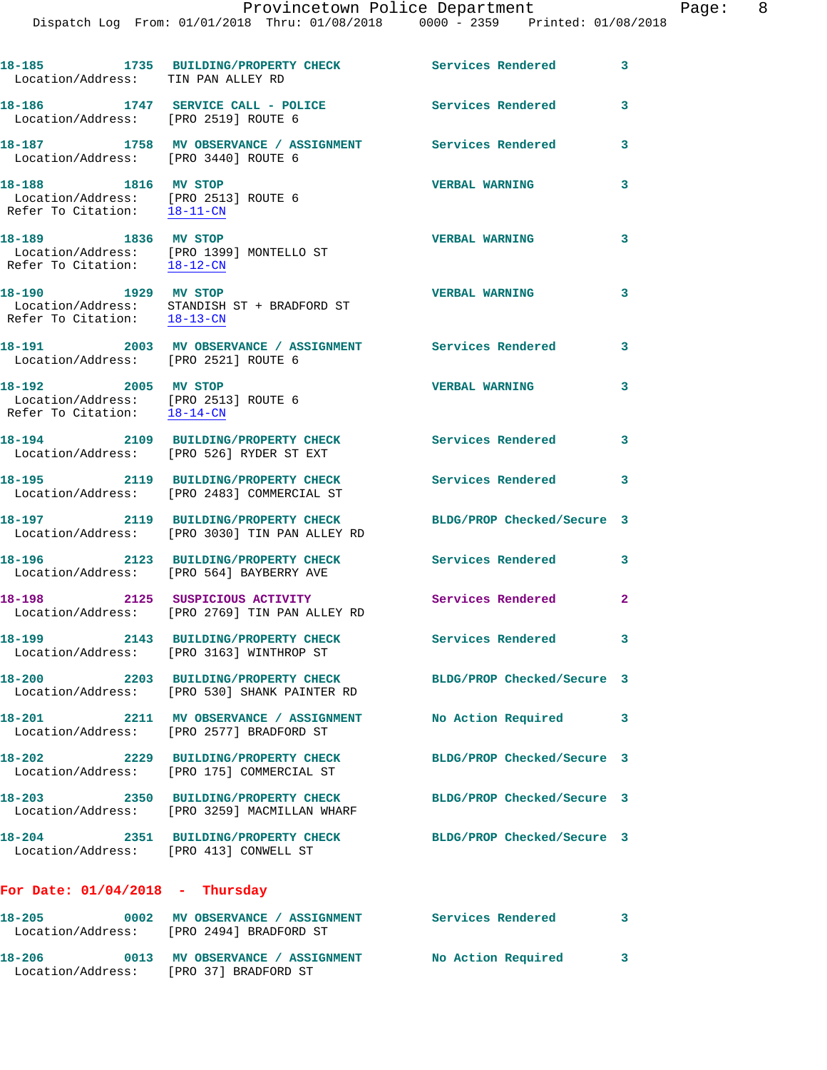18-185 1735 **BUILDING/PROPERTY CHECK** Services Rendered 3
Location/Address: TIN PAN ALLEY RD

18-186 1747 **SERVICE CALL - POLICE** Services Rendered 3
Location/Address: [PRO 2519] ROUTE 6

18-187 1758 **MV OBSERVANCE / ASSIGNMENT** Services Rendered 3
Location/Address: [PRO 3440] ROUTE 6

18-188 1816 **MV STOP** VERBAL WARNING 3
Location/Address: [PRO 2513] ROUTE 6
Refer To Citation: 18-11-CN

18-189 1836 **MV STOP** VERBAL WARNING 3
Location/Address: [PRO 1399] MONTELLO ST
Refer To Citation: 18-12-CN

18-190 1929 **MV STOP** VERBAL WARNING 3
Location/Address: STANDISH ST + BRADFORD ST
Refer To Citation: 18-13-CN

18-191 2003 **MV OBSERVANCE / ASSIGNMENT** Services Rendered 3
Location/Address: [PRO 2521] ROUTE 6

18-192 2005 **MV STOP** VERBAL WARNING 3
Location/Address: [PRO 2513] ROUTE 6
Refer To Citation: 18-14-CN

18-194 2109 **BUILDING/PROPERTY CHECK** Services Rendered 3
Location/Address: [PRO 526] RYDER ST EXT

18-195 2119 **BUILDING/PROPERTY CHECK** Services Rendered 3
Location/Address: [PRO 2483] COMMERCIAL ST

18-197 2119 **BUILDING/PROPERTY CHECK** BLDG/PROP Checked/Secure 3
Location/Address: [PRO 3030] TIN PAN ALLEY RD

18-196 2123 **BUILDING/PROPERTY CHECK** Services Rendered 3
Location/Address: [PRO 564] BAYBERRY AVE

18-198 2125 **SUSPICIOUS ACTIVITY** Services Rendered 2
Location/Address: [PRO 2769] TIN PAN ALLEY RD

18-199 2143 **BUILDING/PROPERTY CHECK** Services Rendered 3
Location/Address: [PRO 3163] WINTHROP ST

18-200 2203 **BUILDING/PROPERTY CHECK** BLDG/PROP Checked/Secure 3
Location/Address: [PRO 530] SHANK PAINTER RD

18-201 2211 **MV OBSERVANCE / ASSIGNMENT** No Action Required 3
Location/Address: [PRO 2577] BRADFORD ST

18-202 2229 **BUILDING/PROPERTY CHECK** BLDG/PROP Checked/Secure 3
Location/Address: [PRO 175] COMMERCIAL ST

18-203 2350 **BUILDING/PROPERTY CHECK** BLDG/PROP Checked/Secure 3
Location/Address: [PRO 3259] MACMILLAN WHARF

18-204 2351 **BUILDING/PROPERTY CHECK** BLDG/PROP Checked/Secure 3
Location/Address: [PRO 413] CONWELL ST

## For Date: 01/04/2018 - Thursday

18-205 0002 **MV OBSERVANCE / ASSIGNMENT** Services Rendered 3
Location/Address: [PRO 2494] BRADFORD ST

18-206 0013 **MV OBSERVANCE / ASSIGNMENT** No Action Required 3
Location/Address: [PRO 37] BRADFORD ST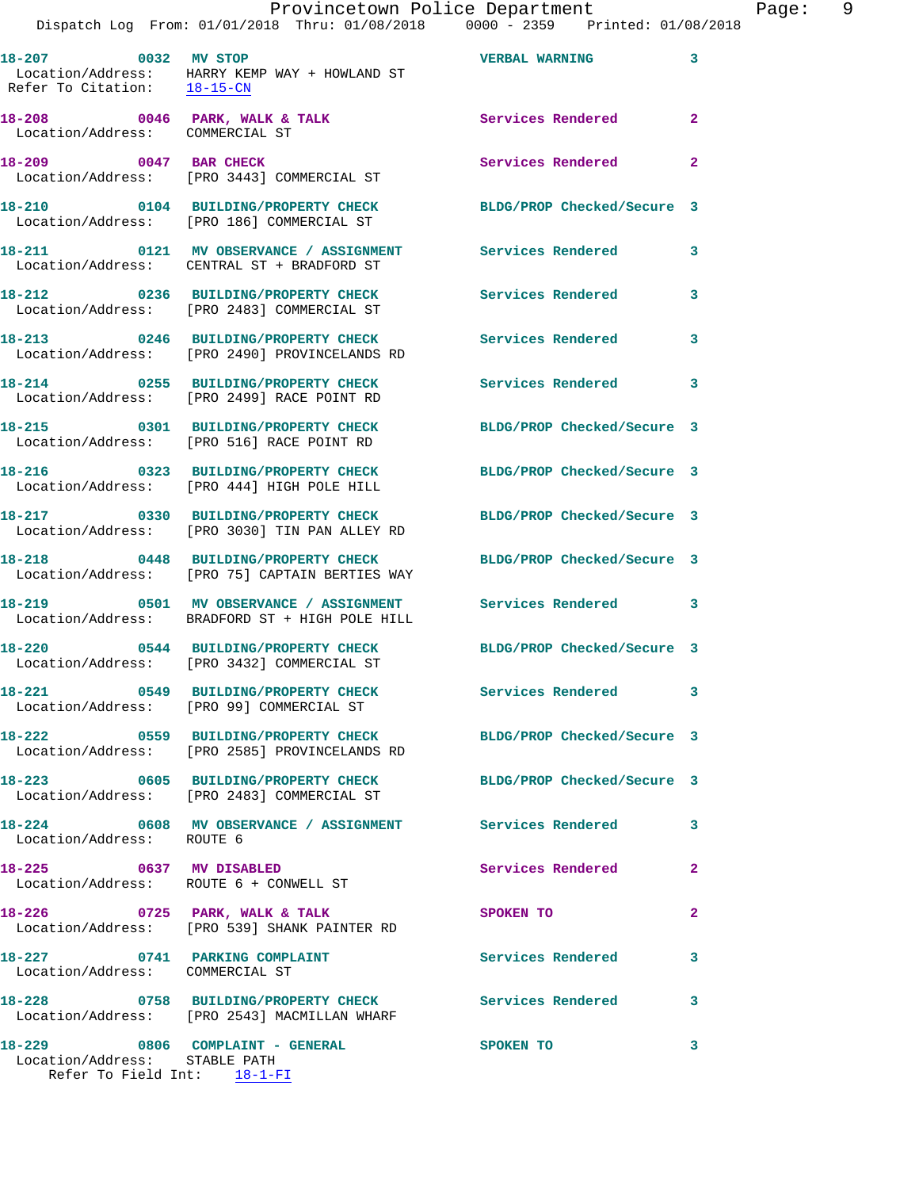**18-207** 0032 **MV STOP** VERBAL WARNING 3
Location/Address: HARRY KEMP WAY + HOWLAND ST
Refer To Citation: 18-15-CN

**18-208** 0046 **PARK, WALK & TALK** Services Rendered 2
Location/Address: COMMERCIAL ST

**18-209** 0047 **BAR CHECK** Services Rendered 2
Location/Address: [PRO 3443] COMMERCIAL ST

**18-210** 0104 **BUILDING/PROPERTY CHECK** BLDG/PROP Checked/Secure 3
Location/Address: [PRO 186] COMMERCIAL ST

**18-211** 0121 **MV OBSERVANCE / ASSIGNMENT** Services Rendered 3
Location/Address: CENTRAL ST + BRADFORD ST

**18-212** 0236 **BUILDING/PROPERTY CHECK** Services Rendered 3
Location/Address: [PRO 2483] COMMERCIAL ST

**18-213** 0246 **BUILDING/PROPERTY CHECK** Services Rendered 3
Location/Address: [PRO 2490] PROVINCELANDS RD

**18-214** 0255 **BUILDING/PROPERTY CHECK** Services Rendered 3
Location/Address: [PRO 2499] RACE POINT RD

**18-215** 0301 **BUILDING/PROPERTY CHECK** BLDG/PROP Checked/Secure 3
Location/Address: [PRO 516] RACE POINT RD

**18-216** 0323 **BUILDING/PROPERTY CHECK** BLDG/PROP Checked/Secure 3
Location/Address: [PRO 444] HIGH POLE HILL

**18-217** 0330 **BUILDING/PROPERTY CHECK** BLDG/PROP Checked/Secure 3
Location/Address: [PRO 3030] TIN PAN ALLEY RD

**18-218** 0448 **BUILDING/PROPERTY CHECK** BLDG/PROP Checked/Secure 3
Location/Address: [PRO 75] CAPTAIN BERTIES WAY

**18-219** 0501 **MV OBSERVANCE / ASSIGNMENT** Services Rendered 3
Location/Address: BRADFORD ST + HIGH POLE HILL

**18-220** 0544 **BUILDING/PROPERTY CHECK** BLDG/PROP Checked/Secure 3
Location/Address: [PRO 3432] COMMERCIAL ST

**18-221** 0549 **BUILDING/PROPERTY CHECK** Services Rendered 3
Location/Address: [PRO 99] COMMERCIAL ST

**18-222** 0559 **BUILDING/PROPERTY CHECK** BLDG/PROP Checked/Secure 3
Location/Address: [PRO 2585] PROVINCELANDS RD

**18-223** 0605 **BUILDING/PROPERTY CHECK** BLDG/PROP Checked/Secure 3
Location/Address: [PRO 2483] COMMERCIAL ST

**18-224** 0608 **MV OBSERVANCE / ASSIGNMENT** Services Rendered 3
Location/Address: ROUTE 6

**18-225** 0637 **MV DISABLED** Services Rendered 2
Location/Address: ROUTE 6 + CONWELL ST

**18-226** 0725 **PARK, WALK & TALK** SPOKEN TO 2
Location/Address: [PRO 539] SHANK PAINTER RD

**18-227** 0741 **PARKING COMPLAINT** Services Rendered 3
Location/Address: COMMERCIAL ST

**18-228** 0758 **BUILDING/PROPERTY CHECK** Services Rendered 3
Location/Address: [PRO 2543] MACMILLAN WHARF

**18-229** 0806 **COMPLAINT - GENERAL** SPOKEN TO 3
Location/Address: STABLE PATH
Refer To Field Int: 18-1-FI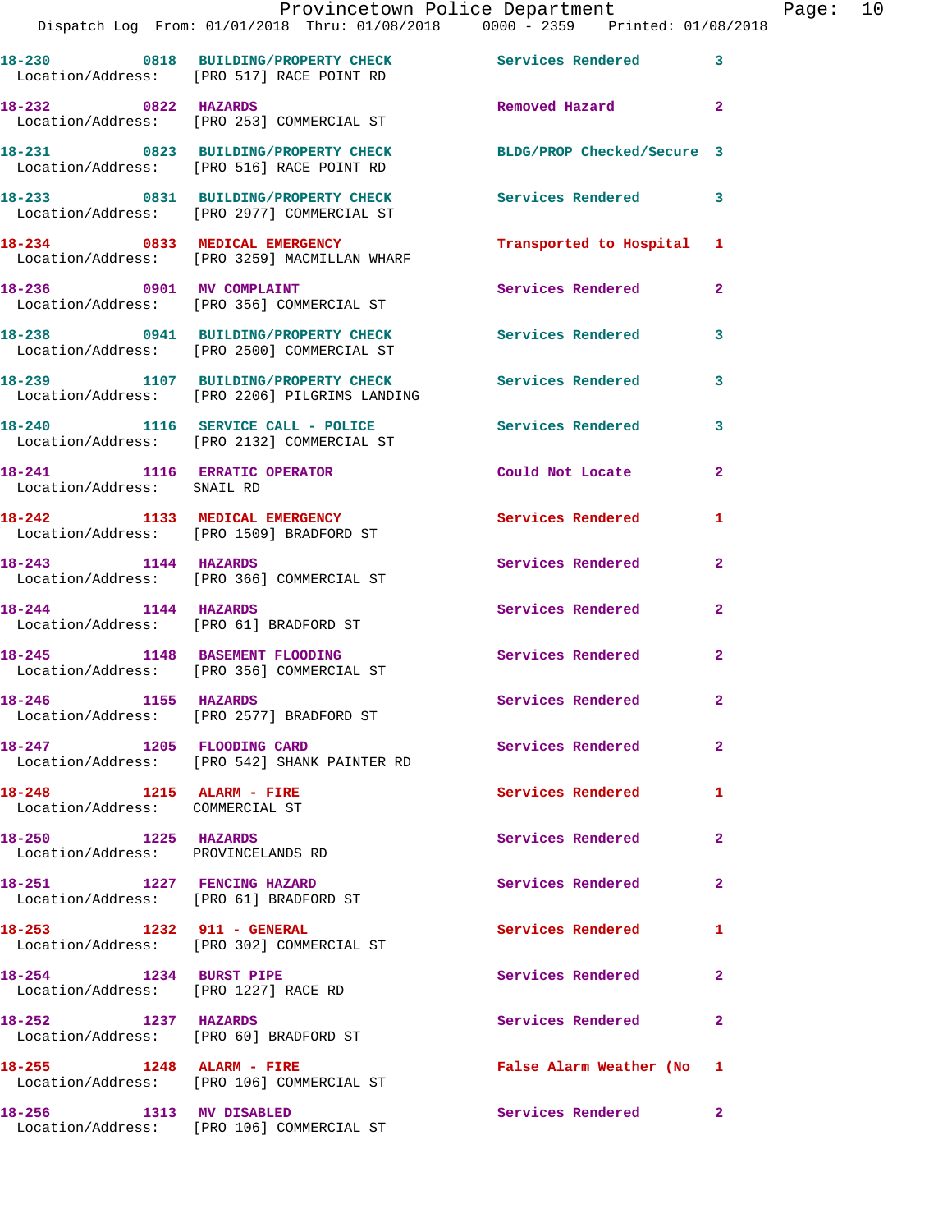18-230 0818 BUILDING/PROPERTY CHECK Services Rendered 3
Location/Address: [PRO 517] RACE POINT RD

18-232 0822 HAZARDS Removed Hazard 2
Location/Address: [PRO 253] COMMERCIAL ST

18-231 0823 BUILDING/PROPERTY CHECK BLDG/PROP Checked/Secure 3
Location/Address: [PRO 516] RACE POINT RD

18-233 0831 BUILDING/PROPERTY CHECK Services Rendered 3
Location/Address: [PRO 2977] COMMERCIAL ST

18-234 0833 MEDICAL EMERGENCY Transported to Hospital 1
Location/Address: [PRO 3259] MACMILLAN WHARF

18-236 0901 MV COMPLAINT Services Rendered 2
Location/Address: [PRO 356] COMMERCIAL ST

18-238 0941 BUILDING/PROPERTY CHECK Services Rendered 3
Location/Address: [PRO 2500] COMMERCIAL ST

18-239 1107 BUILDING/PROPERTY CHECK Services Rendered 3
Location/Address: [PRO 2206] PILGRIMS LANDING

18-240 1116 SERVICE CALL - POLICE Services Rendered 3
Location/Address: [PRO 2132] COMMERCIAL ST

18-241 1116 ERRATIC OPERATOR Could Not Locate 2
Location/Address: SNAIL RD

18-242 1133 MEDICAL EMERGENCY Services Rendered 1
Location/Address: [PRO 1509] BRADFORD ST

18-243 1144 HAZARDS Services Rendered 2
Location/Address: [PRO 366] COMMERCIAL ST

18-244 1144 HAZARDS Services Rendered 2
Location/Address: [PRO 61] BRADFORD ST

18-245 1148 BASEMENT FLOODING Services Rendered 2
Location/Address: [PRO 356] COMMERCIAL ST

18-246 1155 HAZARDS Services Rendered 2
Location/Address: [PRO 2577] BRADFORD ST

18-247 1205 FLOODING CARD Services Rendered 2
Location/Address: [PRO 542] SHANK PAINTER RD

18-248 1215 ALARM - FIRE Services Rendered 1
Location/Address: COMMERCIAL ST

18-250 1225 HAZARDS Services Rendered 2
Location/Address: PROVINCELANDS RD

18-251 1227 FENCING HAZARD Services Rendered 2
Location/Address: [PRO 61] BRADFORD ST

18-253 1232 911 - GENERAL Services Rendered 1
Location/Address: [PRO 302] COMMERCIAL ST

18-254 1234 BURST PIPE Services Rendered 2
Location/Address: [PRO 1227] RACE RD

18-252 1237 HAZARDS Services Rendered 2
Location/Address: [PRO 60] BRADFORD ST

18-255 1248 ALARM - FIRE False Alarm Weather (No 1
Location/Address: [PRO 106] COMMERCIAL ST

18-256 1313 MV DISABLED Services Rendered 2
Location/Address: [PRO 106] COMMERCIAL ST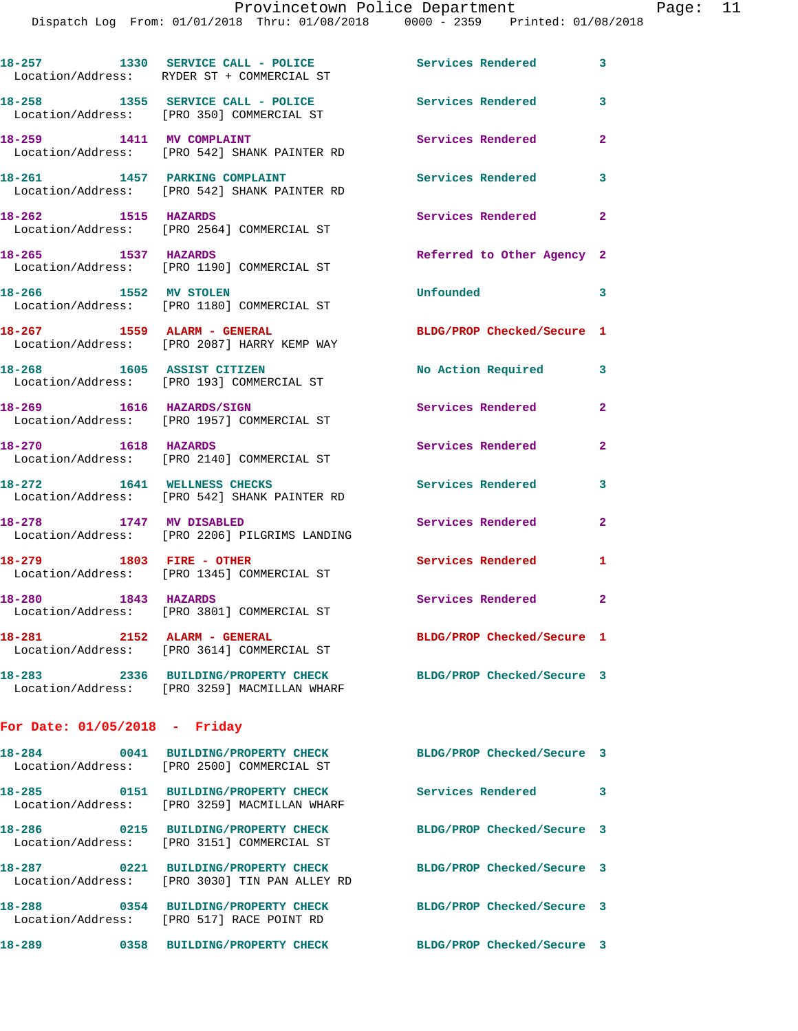18-257 1330 SERVICE CALL - POLICE Services Rendered 3
Location/Address: RYDER ST + COMMERCIAL ST

18-258 1355 SERVICE CALL - POLICE Services Rendered 3
Location/Address: [PRO 350] COMMERCIAL ST

18-259 1411 MV COMPLAINT Services Rendered 2
Location/Address: [PRO 542] SHANK PAINTER RD

18-261 1457 PARKING COMPLAINT Services Rendered 3
Location/Address: [PRO 542] SHANK PAINTER RD

18-262 1515 HAZARDS Services Rendered 2
Location/Address: [PRO 2564] COMMERCIAL ST

18-265 1537 HAZARDS Referred to Other Agency 2
Location/Address: [PRO 1190] COMMERCIAL ST

18-266 1552 MV STOLEN Unfounded 3
Location/Address: [PRO 1180] COMMERCIAL ST

18-267 1559 ALARM - GENERAL BLDG/PROP Checked/Secure 1
Location/Address: [PRO 2087] HARRY KEMP WAY

18-268 1605 ASSIST CITIZEN No Action Required 3
Location/Address: [PRO 193] COMMERCIAL ST

18-269 1616 HAZARDS/SIGN Services Rendered 2
Location/Address: [PRO 1957] COMMERCIAL ST

18-270 1618 HAZARDS Services Rendered 2
Location/Address: [PRO 2140] COMMERCIAL ST

18-272 1641 WELLNESS CHECKS Services Rendered 3
Location/Address: [PRO 542] SHANK PAINTER RD

18-278 1747 MV DISABLED Services Rendered 2
Location/Address: [PRO 2206] PILGRIMS LANDING

18-279 1803 FIRE - OTHER Services Rendered 1
Location/Address: [PRO 1345] COMMERCIAL ST

18-280 1843 HAZARDS Services Rendered 2
Location/Address: [PRO 3801] COMMERCIAL ST

18-281 2152 ALARM - GENERAL BLDG/PROP Checked/Secure 1
Location/Address: [PRO 3614] COMMERCIAL ST

18-283 2336 BUILDING/PROPERTY CHECK BLDG/PROP Checked/Secure 3
Location/Address: [PRO 3259] MACMILLAN WHARF

**For Date: 01/05/2018 - Friday**

18-284 0041 BUILDING/PROPERTY CHECK BLDG/PROP Checked/Secure 3
Location/Address: [PRO 2500] COMMERCIAL ST

18-285 0151 BUILDING/PROPERTY CHECK Services Rendered 3
Location/Address: [PRO 3259] MACMILLAN WHARF

18-286 0215 BUILDING/PROPERTY CHECK BLDG/PROP Checked/Secure 3
Location/Address: [PRO 3151] COMMERCIAL ST

18-287 0221 BUILDING/PROPERTY CHECK BLDG/PROP Checked/Secure 3
Location/Address: [PRO 3030] TIN PAN ALLEY RD

18-288 0354 BUILDING/PROPERTY CHECK BLDG/PROP Checked/Secure 3
Location/Address: [PRO 517] RACE POINT RD

18-289 0358 BUILDING/PROPERTY CHECK BLDG/PROP Checked/Secure 3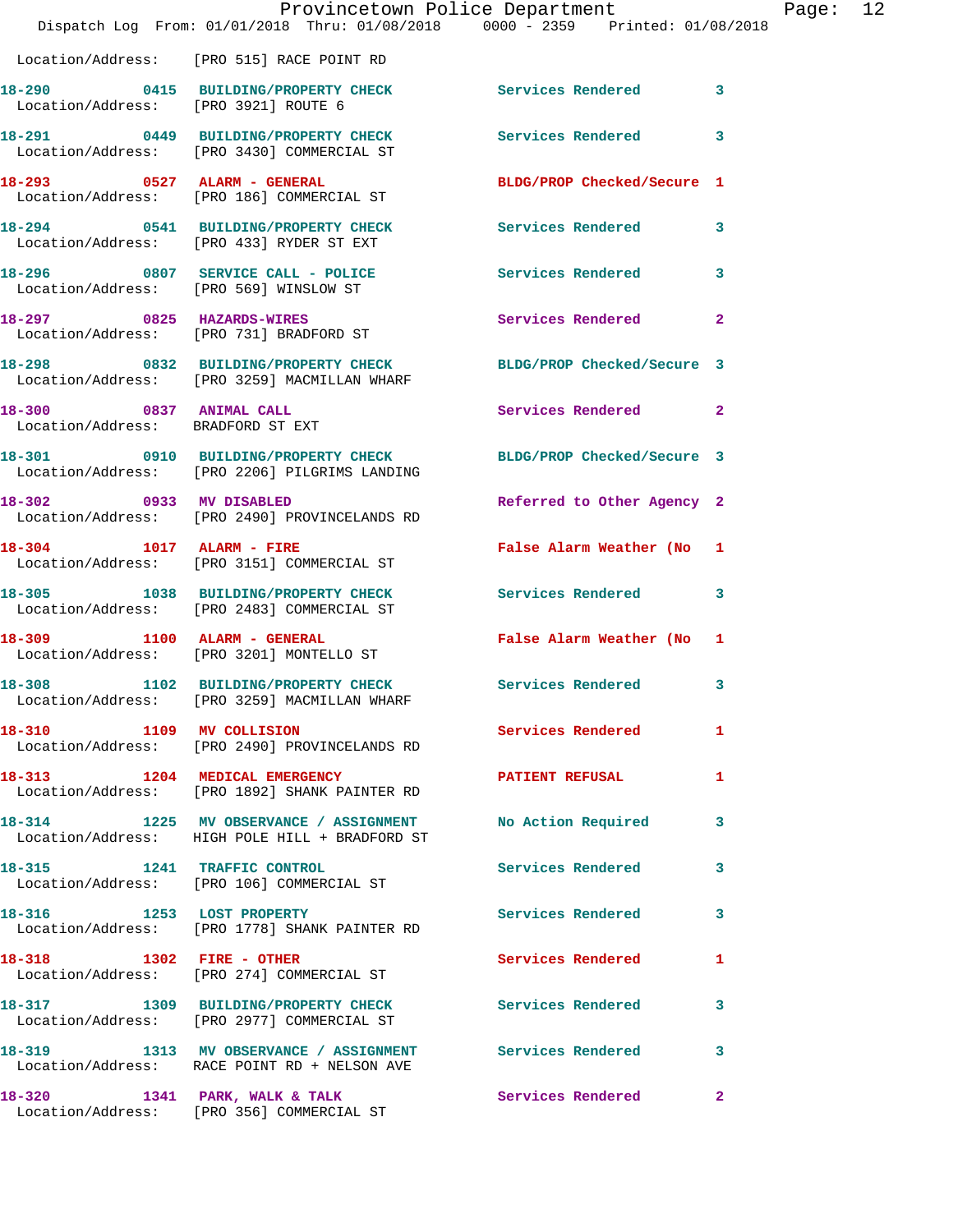Location/Address: [PRO 515] RACE POINT RD

| | | | | |
|---|---|---|---|---|
| 18-290 | 0415 | BUILDING/PROPERTY CHECK | Services Rendered | 3 |
| Location/Address: | [PRO 3921] ROUTE 6 | | | |
| 18-291 | 0449 | BUILDING/PROPERTY CHECK | Services Rendered | 3 |
| Location/Address: | [PRO 3430] COMMERCIAL ST | | | |
| 18-293 | 0527 | ALARM - GENERAL | BLDG/PROP Checked/Secure | 1 |
| Location/Address: | [PRO 186] COMMERCIAL ST | | | |
| 18-294 | 0541 | BUILDING/PROPERTY CHECK | Services Rendered | 3 |
| Location/Address: | [PRO 433] RYDER ST EXT | | | |
| 18-296 | 0807 | SERVICE CALL - POLICE | Services Rendered | 3 |
| Location/Address: | [PRO 569] WINSLOW ST | | | |
| 18-297 | 0825 | HAZARDS-WIRES | Services Rendered | 2 |
| Location/Address: | [PRO 731] BRADFORD ST | | | |
| 18-298 | 0832 | BUILDING/PROPERTY CHECK | BLDG/PROP Checked/Secure | 3 |
| Location/Address: | [PRO 3259] MACMILLAN WHARF | | | |
| 18-300 | 0837 | ANIMAL CALL | Services Rendered | 2 |
| Location/Address: | BRADFORD ST EXT | | | |
| 18-301 | 0910 | BUILDING/PROPERTY CHECK | BLDG/PROP Checked/Secure | 3 |
| Location/Address: | [PRO 2206] PILGRIMS LANDING | | | |
| 18-302 | 0933 | MV DISABLED | Referred to Other Agency | 2 |
| Location/Address: | [PRO 2490] PROVINCELANDS RD | | | |
| 18-304 | 1017 | ALARM - FIRE | False Alarm Weather (No | 1 |
| Location/Address: | [PRO 3151] COMMERCIAL ST | | | |
| 18-305 | 1038 | BUILDING/PROPERTY CHECK | Services Rendered | 3 |
| Location/Address: | [PRO 2483] COMMERCIAL ST | | | |
| 18-309 | 1100 | ALARM - GENERAL | False Alarm Weather (No | 1 |
| Location/Address: | [PRO 3201] MONTELLO ST | | | |
| 18-308 | 1102 | BUILDING/PROPERTY CHECK | Services Rendered | 3 |
| Location/Address: | [PRO 3259] MACMILLAN WHARF | | | |
| 18-310 | 1109 | MV COLLISION | Services Rendered | 1 |
| Location/Address: | [PRO 2490] PROVINCELANDS RD | | | |
| 18-313 | 1204 | MEDICAL EMERGENCY | PATIENT REFUSAL | 1 |
| Location/Address: | [PRO 1892] SHANK PAINTER RD | | | |
| 18-314 | 1225 | MV OBSERVANCE / ASSIGNMENT | No Action Required | 3 |
| Location/Address: | HIGH POLE HILL + BRADFORD ST | | | |
| 18-315 | 1241 | TRAFFIC CONTROL | Services Rendered | 3 |
| Location/Address: | [PRO 106] COMMERCIAL ST | | | |
| 18-316 | 1253 | LOST PROPERTY | Services Rendered | 3 |
| Location/Address: | [PRO 1778] SHANK PAINTER RD | | | |
| 18-318 | 1302 | FIRE - OTHER | Services Rendered | 1 |
| Location/Address: | [PRO 274] COMMERCIAL ST | | | |
| 18-317 | 1309 | BUILDING/PROPERTY CHECK | Services Rendered | 3 |
| Location/Address: | [PRO 2977] COMMERCIAL ST | | | |
| 18-319 | 1313 | MV OBSERVANCE / ASSIGNMENT | Services Rendered | 3 |
| Location/Address: | RACE POINT RD + NELSON AVE | | | |
| 18-320 | 1341 | PARK, WALK & TALK | Services Rendered | 2 |
| Location/Address: | [PRO 356] COMMERCIAL ST | | | |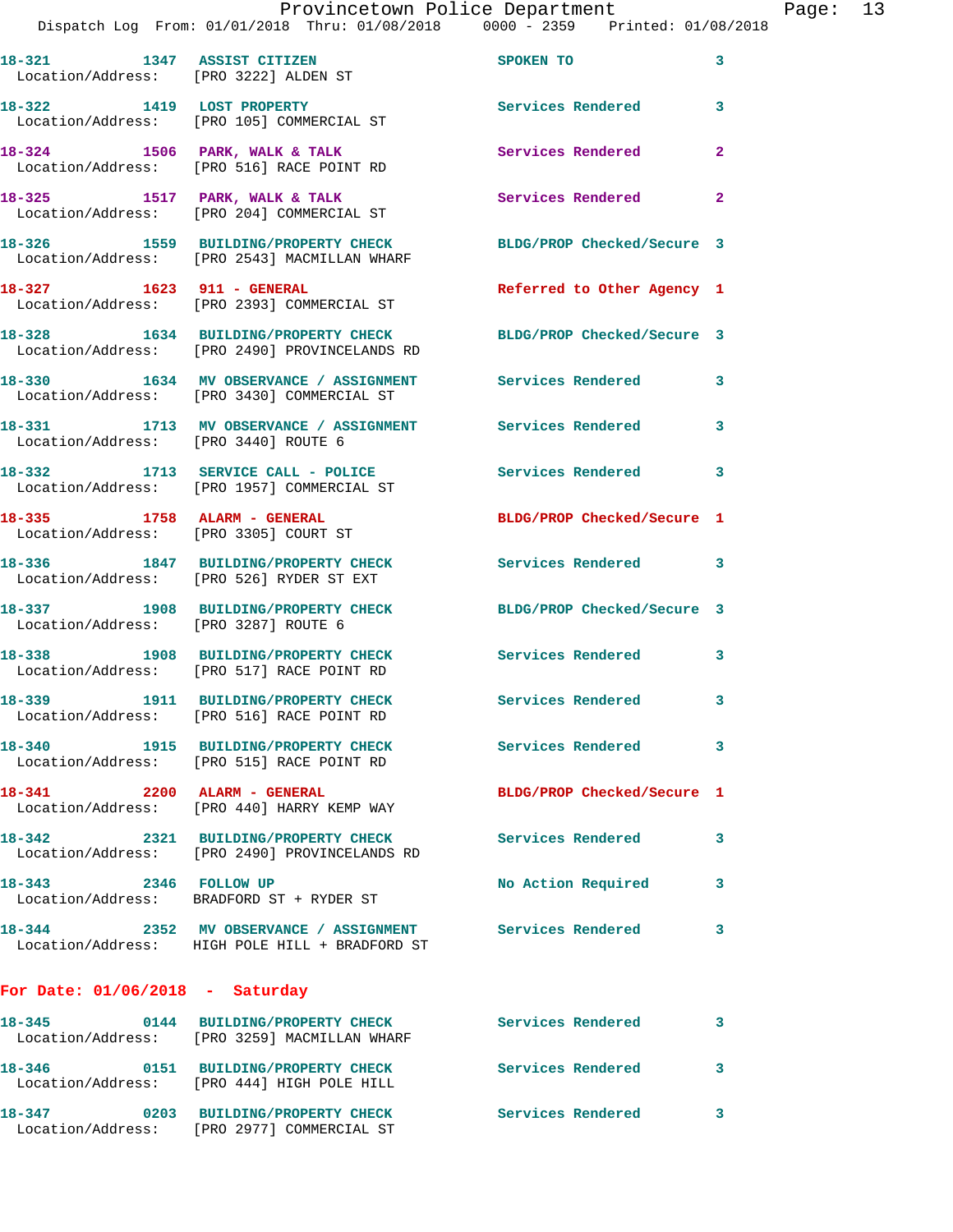18-321 1347 ASSIST CITIZEN SPOKEN TO 3
Location/Address: [PRO 3222] ALDEN ST

18-322 1419 LOST PROPERTY Services Rendered 3
Location/Address: [PRO 105] COMMERCIAL ST

18-324 1506 PARK, WALK & TALK Services Rendered 2
Location/Address: [PRO 516] RACE POINT RD

18-325 1517 PARK, WALK & TALK Services Rendered 2
Location/Address: [PRO 204] COMMERCIAL ST

18-326 1559 BUILDING/PROPERTY CHECK BLDG/PROP Checked/Secure 3
Location/Address: [PRO 2543] MACMILLAN WHARF

18-327 1623 911 - GENERAL Referred to Other Agency 1
Location/Address: [PRO 2393] COMMERCIAL ST

18-328 1634 BUILDING/PROPERTY CHECK BLDG/PROP Checked/Secure 3
Location/Address: [PRO 2490] PROVINCELANDS RD

18-330 1634 MV OBSERVANCE / ASSIGNMENT Services Rendered 3
Location/Address: [PRO 3430] COMMERCIAL ST

18-331 1713 MV OBSERVANCE / ASSIGNMENT Services Rendered 3
Location/Address: [PRO 3440] ROUTE 6

18-332 1713 SERVICE CALL - POLICE Services Rendered 3
Location/Address: [PRO 1957] COMMERCIAL ST

18-335 1758 ALARM - GENERAL BLDG/PROP Checked/Secure 1
Location/Address: [PRO 3305] COURT ST

18-336 1847 BUILDING/PROPERTY CHECK Services Rendered 3
Location/Address: [PRO 526] RYDER ST EXT

18-337 1908 BUILDING/PROPERTY CHECK BLDG/PROP Checked/Secure 3
Location/Address: [PRO 3287] ROUTE 6

18-338 1908 BUILDING/PROPERTY CHECK Services Rendered 3
Location/Address: [PRO 517] RACE POINT RD

18-339 1911 BUILDING/PROPERTY CHECK Services Rendered 3
Location/Address: [PRO 516] RACE POINT RD

18-340 1915 BUILDING/PROPERTY CHECK Services Rendered 3
Location/Address: [PRO 515] RACE POINT RD

18-341 2200 ALARM - GENERAL BLDG/PROP Checked/Secure 1
Location/Address: [PRO 440] HARRY KEMP WAY

18-342 2321 BUILDING/PROPERTY CHECK Services Rendered 3
Location/Address: [PRO 2490] PROVINCELANDS RD

18-343 2346 FOLLOW UP No Action Required 3
Location/Address: BRADFORD ST + RYDER ST

18-344 2352 MV OBSERVANCE / ASSIGNMENT Services Rendered 3
Location/Address: HIGH POLE HILL + BRADFORD ST

**For Date: 01/06/2018 - Saturday**

18-345 0144 BUILDING/PROPERTY CHECK Services Rendered 3
Location/Address: [PRO 3259] MACMILLAN WHARF

18-346 0151 BUILDING/PROPERTY CHECK Services Rendered 3
Location/Address: [PRO 444] HIGH POLE HILL

18-347 0203 BUILDING/PROPERTY CHECK Services Rendered 3
Location/Address: [PRO 2977] COMMERCIAL ST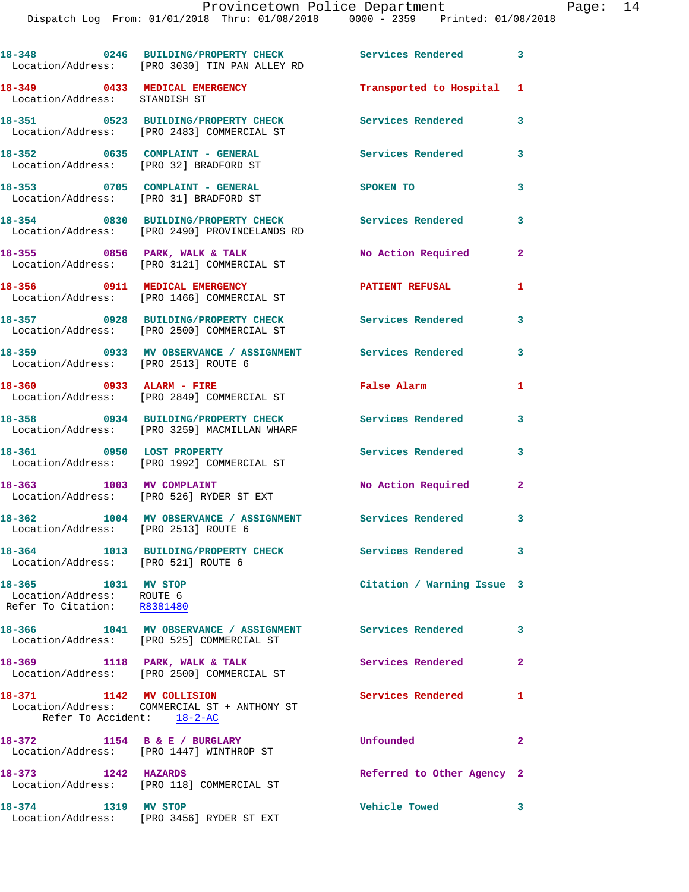18-348 0246 BUILDING/PROPERTY CHECK Services Rendered 3
Location/Address: [PRO 3030] TIN PAN ALLEY RD

18-349 0433 MEDICAL EMERGENCY Transported to Hospital 1
Location/Address: STANDISH ST

18-351 0523 BUILDING/PROPERTY CHECK Services Rendered 3
Location/Address: [PRO 2483] COMMERCIAL ST

18-352 0635 COMPLAINT - GENERAL Services Rendered 3
Location/Address: [PRO 32] BRADFORD ST

18-353 0705 COMPLAINT - GENERAL SPOKEN TO 3
Location/Address: [PRO 31] BRADFORD ST

18-354 0830 BUILDING/PROPERTY CHECK Services Rendered 3
Location/Address: [PRO 2490] PROVINCELANDS RD

18-355 0856 PARK, WALK & TALK No Action Required 2
Location/Address: [PRO 3121] COMMERCIAL ST

18-356 0911 MEDICAL EMERGENCY PATIENT REFUSAL 1
Location/Address: [PRO 1466] COMMERCIAL ST

18-357 0928 BUILDING/PROPERTY CHECK Services Rendered 3
Location/Address: [PRO 2500] COMMERCIAL ST

18-359 0933 MV OBSERVANCE / ASSIGNMENT Services Rendered 3
Location/Address: [PRO 2513] ROUTE 6

18-360 0933 ALARM - FIRE False Alarm 1
Location/Address: [PRO 2849] COMMERCIAL ST

18-358 0934 BUILDING/PROPERTY CHECK Services Rendered 3
Location/Address: [PRO 3259] MACMILLAN WHARF

18-361 0950 LOST PROPERTY Services Rendered 3
Location/Address: [PRO 1992] COMMERCIAL ST

18-363 1003 MV COMPLAINT No Action Required 2
Location/Address: [PRO 526] RYDER ST EXT

18-362 1004 MV OBSERVANCE / ASSIGNMENT Services Rendered 3
Location/Address: [PRO 2513] ROUTE 6

18-364 1013 BUILDING/PROPERTY CHECK Services Rendered 3
Location/Address: [PRO 521] ROUTE 6

18-365 1031 MV STOP Citation / Warning Issue 3
Location/Address: ROUTE 6
Refer To Citation: R8381480

18-366 1041 MV OBSERVANCE / ASSIGNMENT Services Rendered 3
Location/Address: [PRO 525] COMMERCIAL ST

18-369 1118 PARK, WALK & TALK Services Rendered 2
Location/Address: [PRO 2500] COMMERCIAL ST

18-371 1142 MV COLLISION Services Rendered 1
Location/Address: COMMERCIAL ST + ANTHONY ST
Refer To Accident: 18-2-AC

18-372 1154 B & E / BURGLARY Unfounded 2
Location/Address: [PRO 1447] WINTHROP ST

18-373 1242 HAZARDS Referred to Other Agency 2
Location/Address: [PRO 118] COMMERCIAL ST

18-374 1319 MV STOP Vehicle Towed 3
Location/Address: [PRO 3456] RYDER ST EXT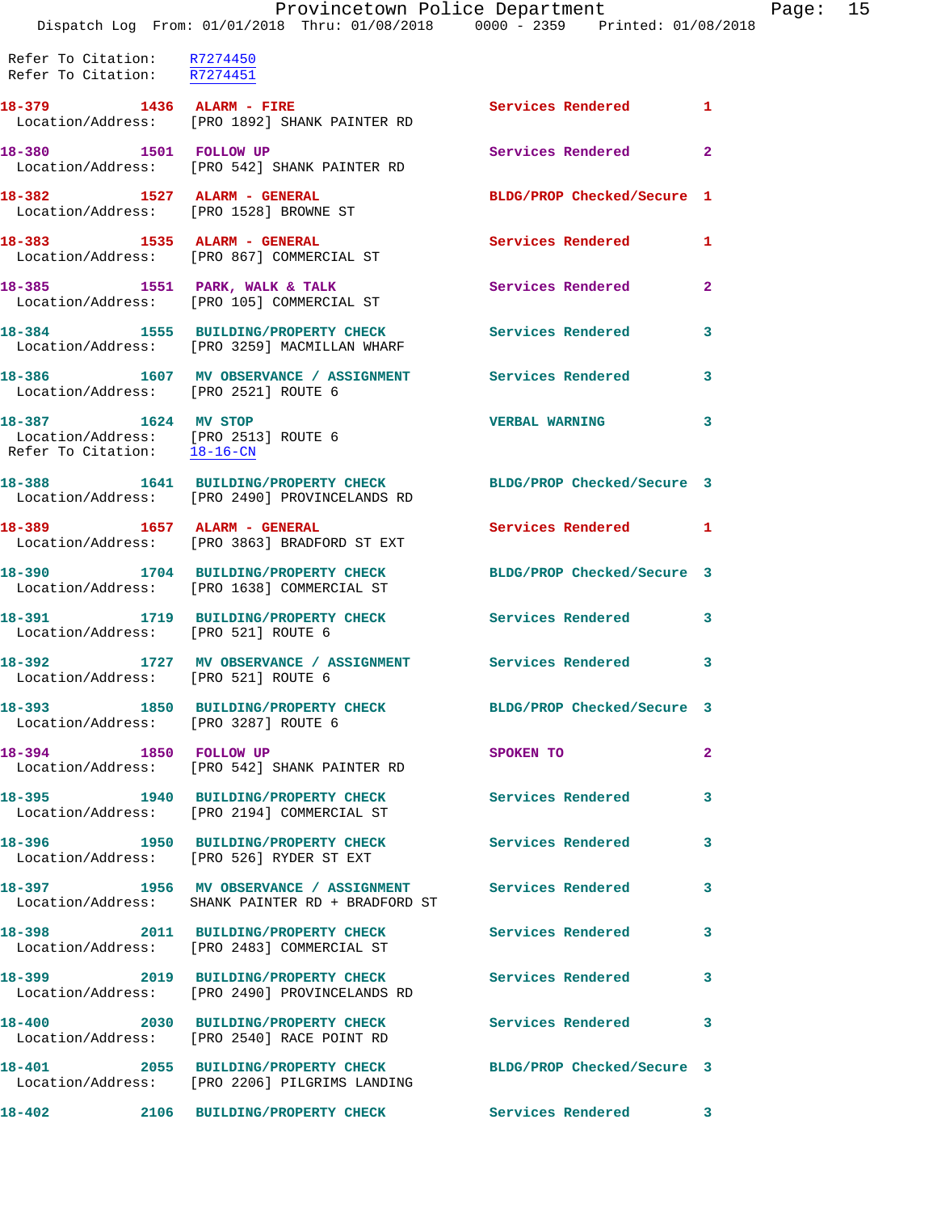Refer To Citation: R7274450
Refer To Citation: R7274451

**18-379** 1436 **ALARM - FIRE** Services Rendered 1
Location/Address: [PRO 1892] SHANK PAINTER RD

**18-380** 1501 **FOLLOW UP** Services Rendered 2
Location/Address: [PRO 542] SHANK PAINTER RD

**18-382** 1527 **ALARM - GENERAL** BLDG/PROP Checked/Secure 1
Location/Address: [PRO 1528] BROWNE ST

**18-383** 1535 **ALARM - GENERAL** Services Rendered 1
Location/Address: [PRO 867] COMMERCIAL ST

**18-385** 1551 **PARK, WALK & TALK** Services Rendered 2
Location/Address: [PRO 105] COMMERCIAL ST

**18-384** 1555 **BUILDING/PROPERTY CHECK** Services Rendered 3
Location/Address: [PRO 3259] MACMILLAN WHARF

**18-386** 1607 **MV OBSERVANCE / ASSIGNMENT** Services Rendered 3
Location/Address: [PRO 2521] ROUTE 6

**18-387** 1624 **MV STOP** VERBAL WARNING 3
Location/Address: [PRO 2513] ROUTE 6
Refer To Citation: 18-16-CN

**18-388** 1641 **BUILDING/PROPERTY CHECK** BLDG/PROP Checked/Secure 3
Location/Address: [PRO 2490] PROVINCELANDS RD

**18-389** 1657 **ALARM - GENERAL** Services Rendered 1
Location/Address: [PRO 3863] BRADFORD ST EXT

**18-390** 1704 **BUILDING/PROPERTY CHECK** BLDG/PROP Checked/Secure 3
Location/Address: [PRO 1638] COMMERCIAL ST

**18-391** 1719 **BUILDING/PROPERTY CHECK** Services Rendered 3
Location/Address: [PRO 521] ROUTE 6

**18-392** 1727 **MV OBSERVANCE / ASSIGNMENT** Services Rendered 3
Location/Address: [PRO 521] ROUTE 6

**18-393** 1850 **BUILDING/PROPERTY CHECK** BLDG/PROP Checked/Secure 3
Location/Address: [PRO 3287] ROUTE 6

**18-394** 1850 **FOLLOW UP** SPOKEN TO 2
Location/Address: [PRO 542] SHANK PAINTER RD

**18-395** 1940 **BUILDING/PROPERTY CHECK** Services Rendered 3
Location/Address: [PRO 2194] COMMERCIAL ST

**18-396** 1950 **BUILDING/PROPERTY CHECK** Services Rendered 3
Location/Address: [PRO 526] RYDER ST EXT

**18-397** 1956 **MV OBSERVANCE / ASSIGNMENT** Services Rendered 3
Location/Address: SHANK PAINTER RD + BRADFORD ST

**18-398** 2011 **BUILDING/PROPERTY CHECK** Services Rendered 3
Location/Address: [PRO 2483] COMMERCIAL ST

**18-399** 2019 **BUILDING/PROPERTY CHECK** Services Rendered 3
Location/Address: [PRO 2490] PROVINCELANDS RD

**18-400** 2030 **BUILDING/PROPERTY CHECK** Services Rendered 3
Location/Address: [PRO 2540] RACE POINT RD

**18-401** 2055 **BUILDING/PROPERTY CHECK** BLDG/PROP Checked/Secure 3
Location/Address: [PRO 2206] PILGRIMS LANDING

**18-402** 2106 **BUILDING/PROPERTY CHECK** Services Rendered 3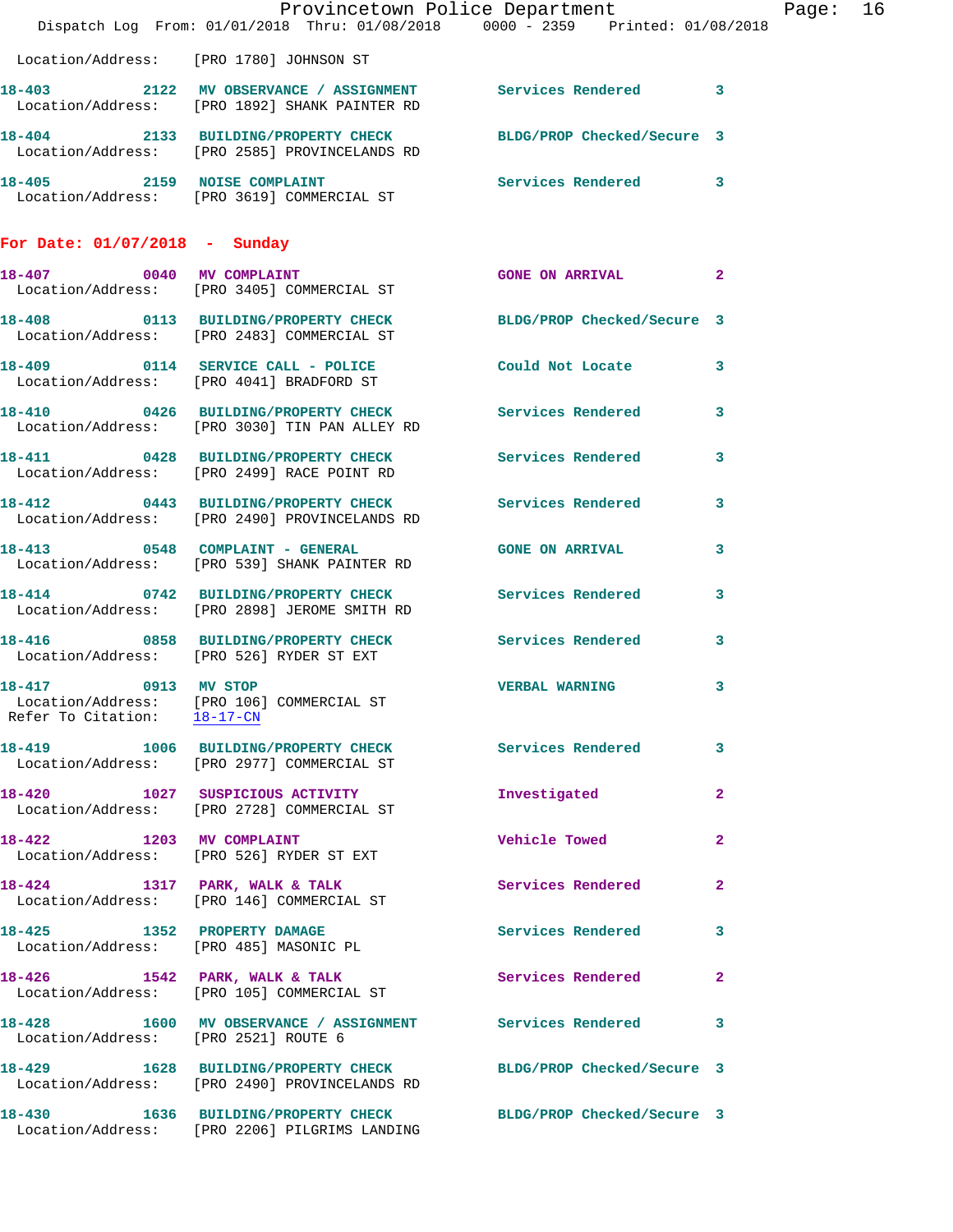Location/Address: [PRO 1780] JOHNSON ST

**18-403** 2122 **MV OBSERVATION / ASSIGNMENT** Services Rendered 3
Location/Address: [PRO 1892] SHANK PAINTER RD

**18-404** 2133 **BUILDING/PROPERTY CHECK** BLDG/PROP Checked/Secure 3
Location/Address: [PRO 2585] PROVINCELANDS RD

**18-405** 2159 **NOISE COMPLAINT** Services Rendered 3
Location/Address: [PRO 3619] COMMERCIAL ST

## For Date: 01/07/2018 - Sunday

**18-407** 0040 **MV COMPLAINT** GONE ON ARRIVAL 2
Location/Address: [PRO 3405] COMMERCIAL ST

**18-408** 0113 **BUILDING/PROPERTY CHECK** BLDG/PROP Checked/Secure 3
Location/Address: [PRO 2483] COMMERCIAL ST

**18-409** 0114 **SERVICE CALL - POLICE** Could Not Locate 3
Location/Address: [PRO 4041] BRADFORD ST

**18-410** 0426 **BUILDING/PROPERTY CHECK** Services Rendered 3
Location/Address: [PRO 3030] TIN PAN ALLEY RD

**18-411** 0428 **BUILDING/PROPERTY CHECK** Services Rendered 3
Location/Address: [PRO 2499] RACE POINT RD

**18-412** 0443 **BUILDING/PROPERTY CHECK** Services Rendered 3
Location/Address: [PRO 2490] PROVINCELANDS RD

**18-413** 0548 **COMPLAINT - GENERAL** GONE ON ARRIVAL 3
Location/Address: [PRO 539] SHANK PAINTER RD

**18-414** 0742 **BUILDING/PROPERTY CHECK** Services Rendered 3
Location/Address: [PRO 2898] JEROME SMITH RD

**18-416** 0858 **BUILDING/PROPERTY CHECK** Services Rendered 3
Location/Address: [PRO 526] RYDER ST EXT

**18-417** 0913 **MV STOP** VERBAL WARNING 3
Location/Address: [PRO 106] COMMERCIAL ST
Refer To Citation: 18-17-CN

**18-419** 1006 **BUILDING/PROPERTY CHECK** Services Rendered 3
Location/Address: [PRO 2977] COMMERCIAL ST

**18-420** 1027 **SUSPICIOUS ACTIVITY** Investigated 2
Location/Address: [PRO 2728] COMMERCIAL ST

**18-422** 1203 **MV COMPLAINT** Vehicle Towed 2
Location/Address: [PRO 526] RYDER ST EXT

**18-424** 1317 **PARK, WALK & TALK** Services Rendered 2
Location/Address: [PRO 146] COMMERCIAL ST

**18-425** 1352 **PROPERTY DAMAGE** Services Rendered 3
Location/Address: [PRO 485] MASONIC PL

**18-426** 1542 **PARK, WALK & TALK** Services Rendered 2
Location/Address: [PRO 105] COMMERCIAL ST

**18-428** 1600 **MV OBSERVATION / ASSIGNMENT** Services Rendered 3
Location/Address: [PRO 2521] ROUTE 6

**18-429** 1628 **BUILDING/PROPERTY CHECK** BLDG/PROP Checked/Secure 3
Location/Address: [PRO 2490] PROVINCELANDS RD

**18-430** 1636 **BUILDING/PROPERTY CHECK** BLDG/PROP Checked/Secure 3
Location/Address: [PRO 2206] PILGRIMS LANDING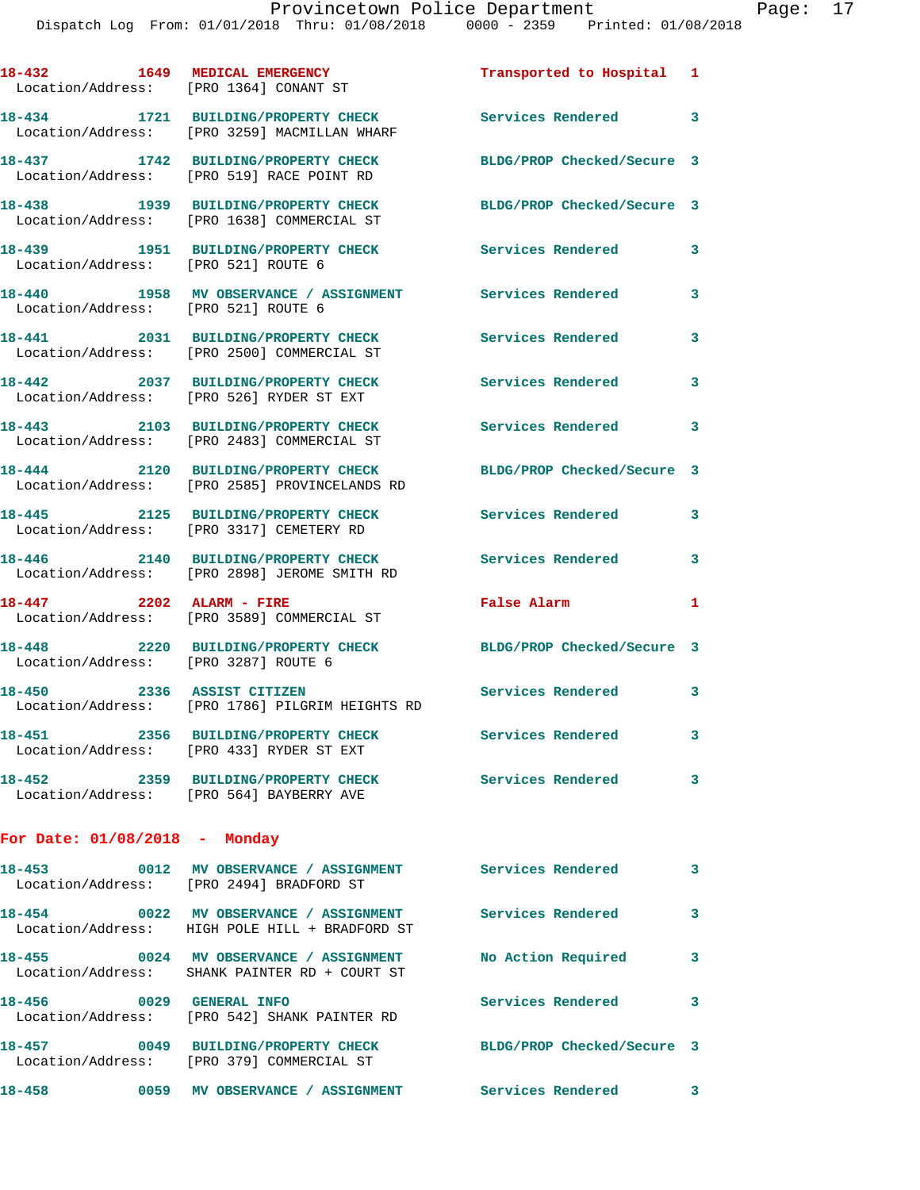18-432 1649 **MEDICAL EMERGENCY** Transported to Hospital 1
Location/Address: [PRO 1364] CONANT ST

18-434 1721 **BUILDING/PROPERTY CHECK** Services Rendered 3
Location/Address: [PRO 3259] MACMILLAN WHARF

18-437 1742 **BUILDING/PROPERTY CHECK** BLDG/PROP Checked/Secure 3
Location/Address: [PRO 519] RACE POINT RD

18-438 1939 **BUILDING/PROPERTY CHECK** BLDG/PROP Checked/Secure 3
Location/Address: [PRO 1638] COMMERCIAL ST

18-439 1951 **BUILDING/PROPERTY CHECK** Services Rendered 3
Location/Address: [PRO 521] ROUTE 6

18-440 1958 **MV OBSERVANCE / ASSIGNMENT** Services Rendered 3
Location/Address: [PRO 521] ROUTE 6

18-441 2031 **BUILDING/PROPERTY CHECK** Services Rendered 3
Location/Address: [PRO 2500] COMMERCIAL ST

18-442 2037 **BUILDING/PROPERTY CHECK** Services Rendered 3
Location/Address: [PRO 526] RYDER ST EXT

18-443 2103 **BUILDING/PROPERTY CHECK** Services Rendered 3
Location/Address: [PRO 2483] COMMERCIAL ST

18-444 2120 **BUILDING/PROPERTY CHECK** BLDG/PROP Checked/Secure 3
Location/Address: [PRO 2585] PROVINCELANDS RD

18-445 2125 **BUILDING/PROPERTY CHECK** Services Rendered 3
Location/Address: [PRO 3317] CEMETERY RD

18-446 2140 **BUILDING/PROPERTY CHECK** Services Rendered 3
Location/Address: [PRO 2898] JEROME SMITH RD

18-447 2202 **ALARM - FIRE** False Alarm 1
Location/Address: [PRO 3589] COMMERCIAL ST

18-448 2220 **BUILDING/PROPERTY CHECK** BLDG/PROP Checked/Secure 3
Location/Address: [PRO 3287] ROUTE 6

18-450 2336 **ASSIST CITIZEN** Services Rendered 3
Location/Address: [PRO 1786] PILGRIM HEIGHTS RD

18-451 2356 **BUILDING/PROPERTY CHECK** Services Rendered 3
Location/Address: [PRO 433] RYDER ST EXT

18-452 2359 **BUILDING/PROPERTY CHECK** Services Rendered 3
Location/Address: [PRO 564] BAYBERRY AVE

## For Date: 01/08/2018 - Monday

18-453 0012 **MV OBSERVANCE / ASSIGNMENT** Services Rendered 3
Location/Address: [PRO 2494] BRADFORD ST

18-454 0022 **MV OBSERVANCE / ASSIGNMENT** Services Rendered 3
Location/Address: HIGH POLE HILL + BRADFORD ST

18-455 0024 **MV OBSERVANCE / ASSIGNMENT** No Action Required 3
Location/Address: SHANK PAINTER RD + COURT ST

18-456 0029 **GENERAL INFO** Services Rendered 3
Location/Address: [PRO 542] SHANK PAINTER RD

18-457 0049 **BUILDING/PROPERTY CHECK** BLDG/PROP Checked/Secure 3
Location/Address: [PRO 379] COMMERCIAL ST

18-458 0059 **MV OBSERVANCE / ASSIGNMENT** Services Rendered 3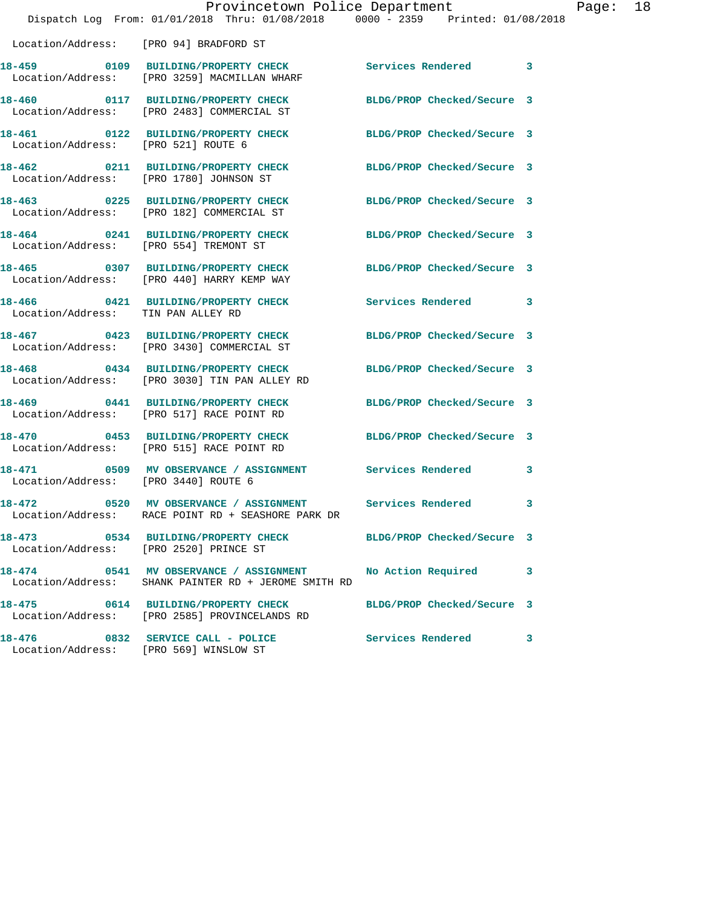Location/Address: [PRO 94] BRADFORD ST

**18-459 0109 BUILDING/PROPERTY CHECK** Services Rendered 3
Location/Address: [PRO 3259] MACMILLAN WHARF

**18-460 0117 BUILDING/PROPERTY CHECK** BLDG/PROP Checked/Secure 3
Location/Address: [PRO 2483] COMMERCIAL ST

**18-461 0122 BUILDING/PROPERTY CHECK** BLDG/PROP Checked/Secure 3
Location/Address: [PRO 521] ROUTE 6

**18-462 0211 BUILDING/PROPERTY CHECK** BLDG/PROP Checked/Secure 3
Location/Address: [PRO 1780] JOHNSON ST

**18-463 0225 BUILDING/PROPERTY CHECK** BLDG/PROP Checked/Secure 3
Location/Address: [PRO 182] COMMERCIAL ST

**18-464 0241 BUILDING/PROPERTY CHECK** BLDG/PROP Checked/Secure 3
Location/Address: [PRO 554] TREMONT ST

**18-465 0307 BUILDING/PROPERTY CHECK** BLDG/PROP Checked/Secure 3
Location/Address: [PRO 440] HARRY KEMP WAY

**18-466 0421 BUILDING/PROPERTY CHECK** Services Rendered 3
Location/Address: TIN PAN ALLEY RD

**18-467 0423 BUILDING/PROPERTY CHECK** BLDG/PROP Checked/Secure 3
Location/Address: [PRO 3430] COMMERCIAL ST

**18-468 0434 BUILDING/PROPERTY CHECK** BLDG/PROP Checked/Secure 3
Location/Address: [PRO 3030] TIN PAN ALLEY RD

**18-469 0441 BUILDING/PROPERTY CHECK** BLDG/PROP Checked/Secure 3
Location/Address: [PRO 517] RACE POINT RD

**18-470 0453 BUILDING/PROPERTY CHECK** BLDG/PROP Checked/Secure 3
Location/Address: [PRO 515] RACE POINT RD

**18-471 0509 MV OBSERVANCE / ASSIGNMENT** Services Rendered 3
Location/Address: [PRO 3440] ROUTE 6

**18-472 0520 MV OBSERVANCE / ASSIGNMENT** Services Rendered 3
Location/Address: RACE POINT RD + SEASHORE PARK DR

**18-473 0534 BUILDING/PROPERTY CHECK** BLDG/PROP Checked/Secure 3
Location/Address: [PRO 2520] PRINCE ST

**18-474 0541 MV OBSERVANCE / ASSIGNMENT** No Action Required 3
Location/Address: SHANK PAINTER RD + JEROME SMITH RD

**18-475 0614 BUILDING/PROPERTY CHECK** BLDG/PROP Checked/Secure 3
Location/Address: [PRO 2585] PROVINCELANDS RD

**18-476 0832 SERVICE CALL - POLICE** Services Rendered 3
Location/Address: [PRO 569] WINSLOW ST